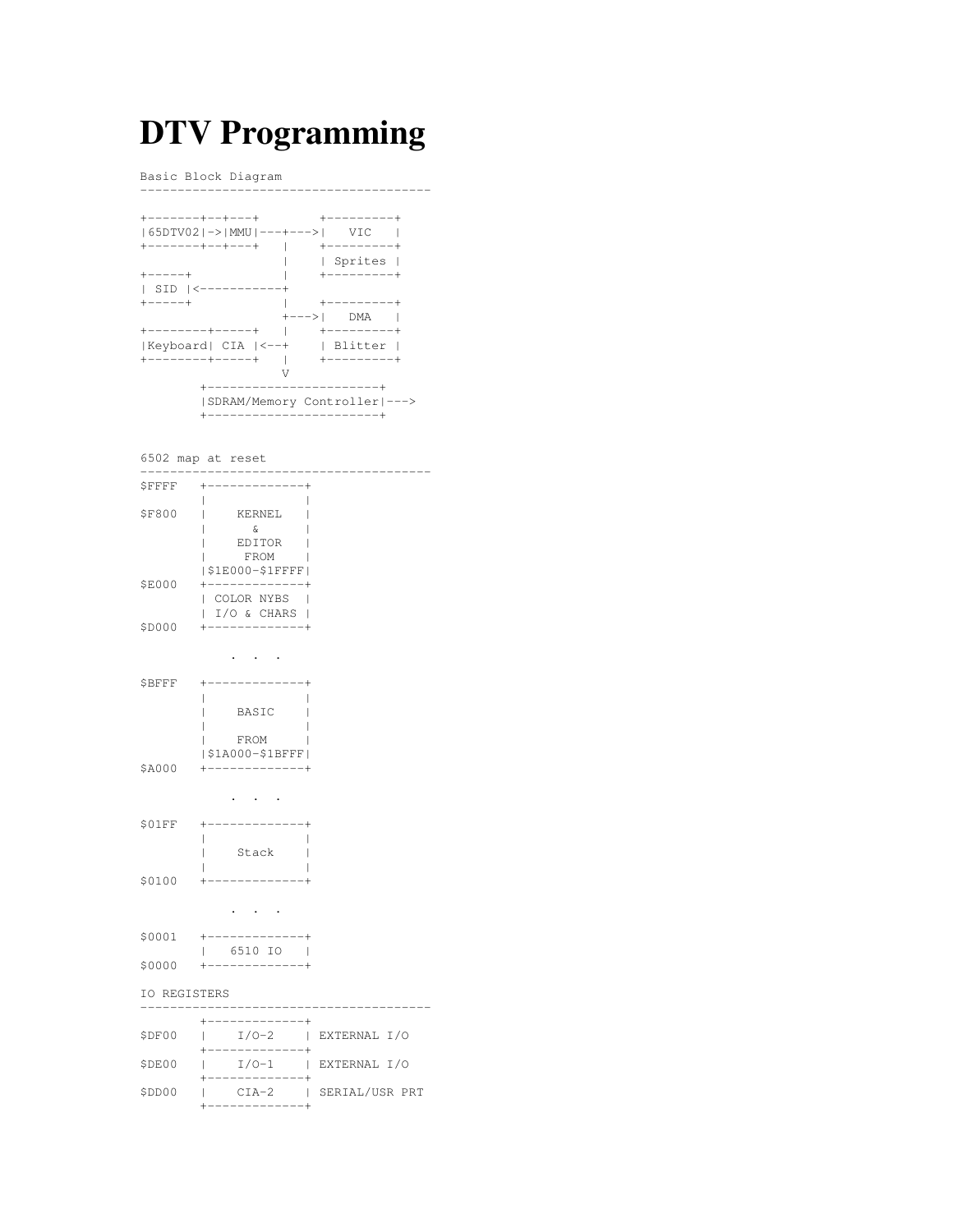# DTV Programming

```
Basic Block Diagram
---------------------------------------

+-------+--+---+        +---------+
|65DTV02|->|MMU|---+--->|   VIC   |
+-------+--+---+   |    +---------+
                   |    | Sprites |
+-----+            |    +---------+
| SID |<-----------+
+-----+            |    +---------+
                   +--->|   DMA   |
+--------+-----+   |    +---------+
|Keyboard| CIA |<--+    | Blitter |
+--------+-----+   |    +---------+
                   V
        +----------------------+
        |SDRAM/Memory Controller|--->
        +----------------------+
```

```
6502 map at reset
---------------------------------------
$FFFF   +-------------+
        |             |
$F800   |    KERNEL   |
        |      &      |
        |    EDITOR   |
        |     FROM    |
        |$1E000-$1FFFF|
$E000   +-------------+
        | COLOR NYBS  |
        | I/O & CHARS |
$D000   +-------------+

            .  .  .

$BFFF   +-------------+
        |             |
        |    BASIC    |
        |             |
        |    FROM     |
        |$1A000-$1BFFF|
$A000   +-------------+

            .  .  .

$01FF   +-------------+
        |             |
        |    Stack    |
        |             |
$0100   +-------------+

            .  .  .

$0001   +-------------+
        |   6510 IO   |
$0000   +-------------+
```

```
IO REGISTERS
---------------------------------------
        +-------------+
$DF00   |    I/O-2    | EXTERNAL I/O
        +-------------+
$DE00   |    I/O-1    | EXTERNAL I/O
        +-------------+
$DD00   |    CIA-2    | SERIAL/USR PRT
        +-------------+
```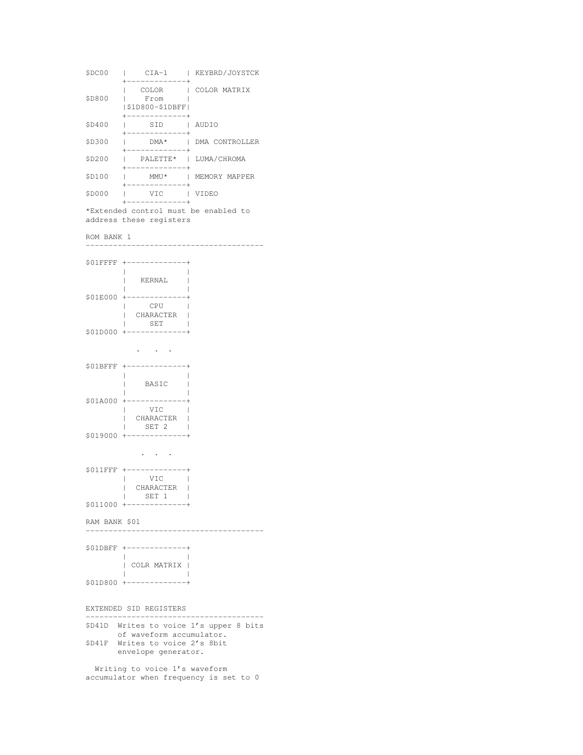```
$DC00   |    CIA-1    | KEYBRD/JOYSTCK
        +-------------+
        |    COLOR    | COLOR MATRIX
$D800   |    From     |
        |$1D800-$1DBFF|
        +-------------+
$D400   |     SID     | AUDIO
        +-------------+
$D300   |     DMA*    | DMA CONTROLLER
        +-------------+
$D200   |   PALETTE*  | LUMA/CHROMA
        +-------------+
$D100   |     MMU*    | MEMORY MAPPER
        +-------------+
$D000   |     VIC     | VIDEO
        +-------------+
```

*Extended control must be enabled to address these registers

## ROM BANK 1

```
$01FFFF +-------------+
        |             |
        |    KERNAL   |
        |             |
$01E000 +-------------+
        |     CPU     |
        |  CHARACTER  |
        |     SET     |
$01D000 +-------------+

           .   .   .

$01BFFF +-------------+
        |             |
        |    BASIC    |
        |             |
$01A000 +-------------+
        |     VIC     |
        |  CHARACTER  |
        |    SET 2    |
$019000 +-------------+

           .   .   .

$011FFF +-------------+
        |     VIC     |
        |  CHARACTER  |
        |    SET 1    |
$011000 +-------------+
```

## RAM BANK $01

```
$01DBFF +-------------+
        |             |
        | COLR MATRIX |
        |             |
$01D800 +-------------+
```

## EXTENDED SID REGISTERS

```
$D41D  Writes to voice 1's upper 8 bits
       of waveform accumulator.
$D41F  Writes to voice 2's 8bit
       envelope generator.
```

Writing to voice 1's waveform accumulator when frequency is set to 0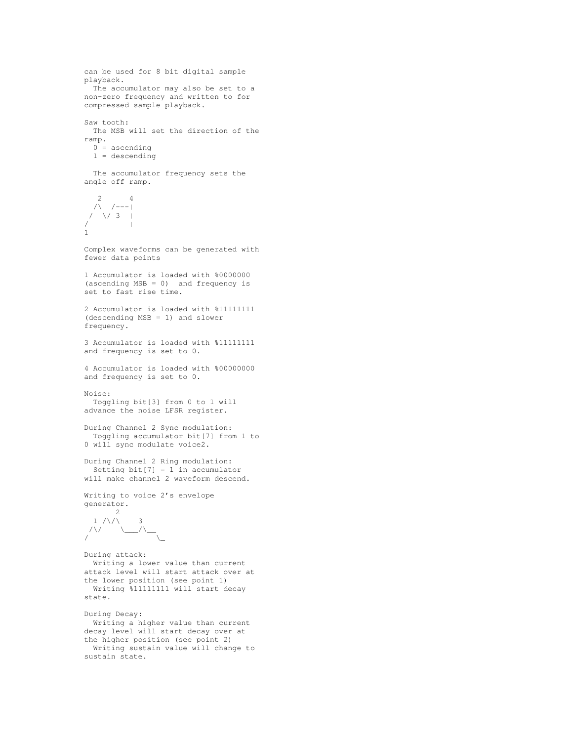can be used for 8 bit digital sample playback.
  The accumulator may also be set to a non-zero frequency and written to for compressed sample playback.

Saw tooth:
  The MSB will set the direction of the ramp.
  0 = ascending
  1 = descending

  The accumulator frequency sets the angle off ramp.

```
   2      4
  /\  /---|
 /  \/ 3  |
/         |____
1
```

Complex waveforms can be generated with fewer data points

1 Accumulator is loaded with %0000000 (ascending MSB = 0)  and frequency is set to fast rise time.

2 Accumulator is loaded with %11111111 (descending MSB = 1) and slower frequency.

3 Accumulator is loaded with %11111111 and frequency is set to 0.

4 Accumulator is loaded with %00000000 and frequency is set to 0.

Noise:
  Toggling bit[3] from 0 to 1 will advance the noise LFSR register.

During Channel 2 Sync modulation:
  Toggling accumulator bit[7] from 1 to 0 will sync modulate voice2.

During Channel 2 Ring modulation:
  Setting bit[7] = 1 in accumulator will make channel 2 waveform descend.

Writing to voice 2's envelope generator.

```
       2
  1 /\/\    3
 /\/    \___/\__
/               \_
```

During attack:
  Writing a lower value than current attack level will start attack over at the lower position (see point 1)
  Writing %11111111 will start decay state.

During Decay:
  Writing a higher value than current decay level will start decay over at the higher position (see point 2)
  Writing sustain value will change to sustain state.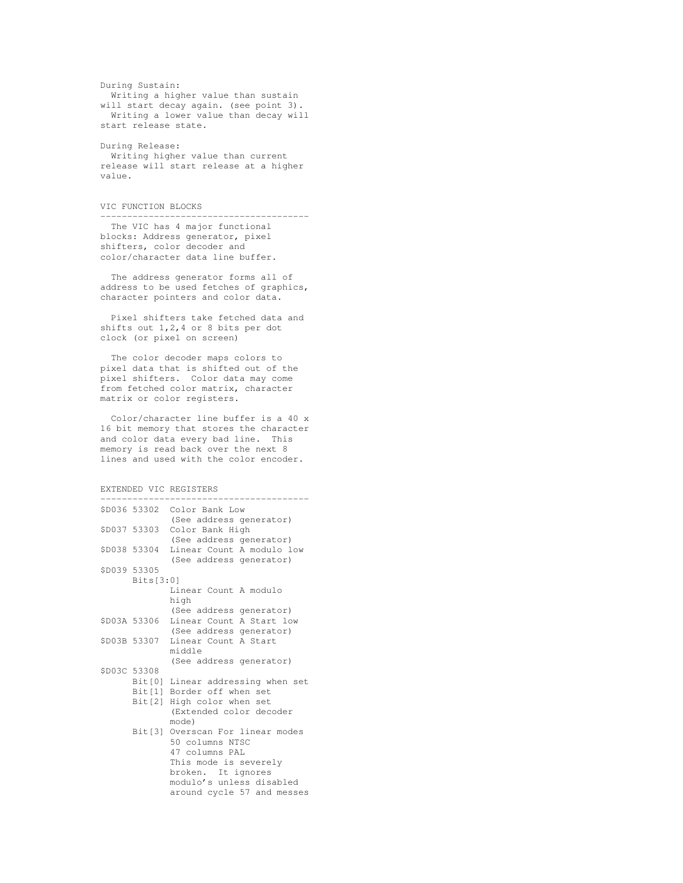During Sustain:
  Writing a higher value than sustain will start decay again. (see point 3).
  Writing a lower value than decay will start release state.

During Release:
  Writing higher value than current release will start release at a higher value.

## VIC FUNCTION BLOCKS

The VIC has 4 major functional blocks: Address generator, pixel shifters, color decoder and color/character data line buffer.

The address generator forms all of address to be used fetches of graphics, character pointers and color data.

Pixel shifters take fetched data and shifts out 1,2,4 or 8 bits per dot clock (or pixel on screen)

The color decoder maps colors to pixel data that is shifted out of the pixel shifters. Color data may come from fetched color matrix, character matrix or color registers.

Color/character line buffer is a 40 x 16 bit memory that stores the character and color data every bad line. This memory is read back over the next 8 lines and used with the color encoder.

## EXTENDED VIC REGISTERS

```
$D036 53302  Color Bank Low
             (See address generator)
$D037 53303  Color Bank High
             (See address generator)
$D038 53304  Linear Count A modulo low
             (See address generator)
$D039 53305
      Bits[3:0]
             Linear Count A modulo
             high
             (See address generator)
$D03A 53306  Linear Count A Start low
             (See address generator)
$D03B 53307  Linear Count A Start
             middle
             (See address generator)
$D03C 53308
      Bit[0] Linear addressing when set
      Bit[1] Border off when set
      Bit[2] High color when set
             (Extended color decoder
             mode)
      Bit[3] Overscan For linear modes
             50 columns NTSC
             47 columns PAL
             This mode is severely
             broken.  It ignores
             modulo's unless disabled
             around cycle 57 and messes
```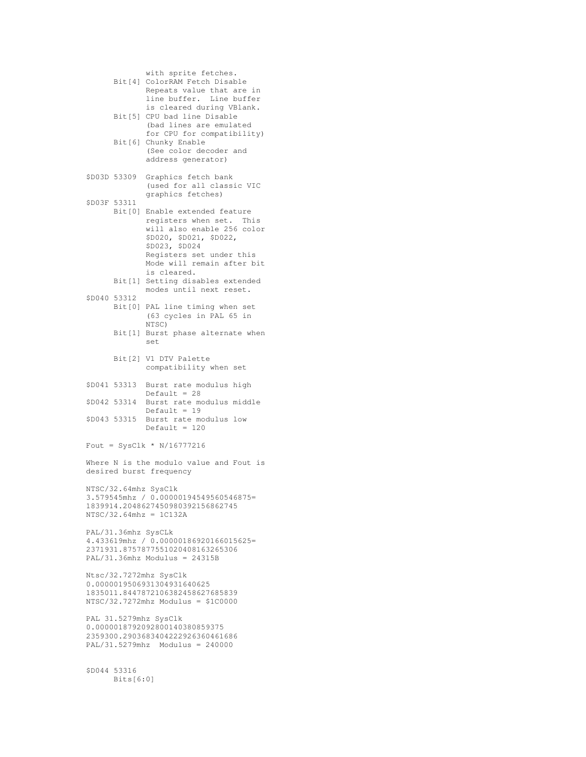```
            with sprite fetches.
      Bit[4] ColorRAM Fetch Disable
            Repeats value that are in
            line buffer.  Line buffer
            is cleared during VBlank.
      Bit[5] CPU bad line Disable
            (bad lines are emulated
            for CPU for compatibility)
      Bit[6] Chunky Enable
            (See color decoder and
            address generator)

$D03D 53309  Graphics fetch bank
             (used for all classic VIC
             graphics fetches)
$D03F 53311
      Bit[0] Enable extended feature
             registers when set.  This
             will also enable 256 color
             $D020, $D021, $D022,
             $D023, $D024
             Registers set under this
             Mode will remain after bit
             is cleared.
      Bit[1] Setting disables extended
             modes until next reset.
$D040 53312
      Bit[0] PAL line timing when set
             (63 cycles in PAL 65 in
             NTSC)
      Bit[1] Burst phase alternate when
             set

      Bit[2] V1 DTV Palette
             compatibility when set

$D041 53313  Burst rate modulus high
             Default = 28
$D042 53314  Burst rate modulus middle
             Default = 19
$D043 53315  Burst rate modulus low
             Default = 120

Fout = SysClk * N/16777216

Where N is the modulo value and Fout is
desired burst frequency

NTSC/32.64mhz SysClk
3.579545mhz / 0.00000194549560546875=
1839914.204862745098039215686274 5
NTSC/32.64mhz = 1C132A

PAL/31.36mhz SysCLk
4.433619mhz / 0.00000186920166015625=
2371931.8757877551020408163265306
PAL/31.36mhz Modulus = 24315B

Ntsc/32.7272mhz SysClk
0.000001950693130493164062 5
1835011.8447872106382458627685839
NTSC/32.7272mhz Modulus = $1C0000

PAL 31.5279mhz SysClk
0.0000018792092800140380859375
2359300.2903683404222926360461686
PAL/31.5279mhz  Modulus = 240000


$D044 53316
      Bits[6:0]
```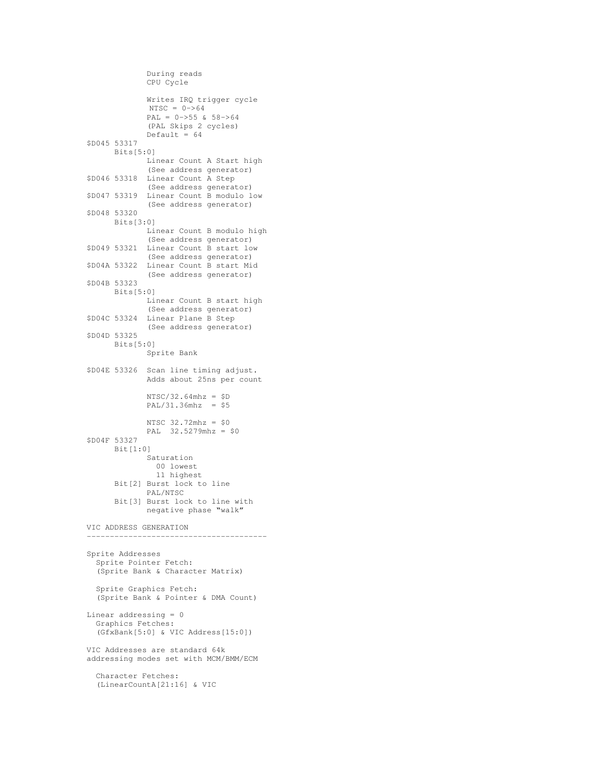```
              During reads
              CPU Cycle

              Writes IRQ trigger cycle
               NTSC = 0->64
              PAL = 0->55 & 58->64
              (PAL Skips 2 cycles)
              Default = 64
$D045 53317
      Bits[5:0]
              Linear Count A Start high
              (See address generator)
$D046 53318  Linear Count A Step
              (See address generator)
$D047 53319  Linear Count B modulo low
              (See address generator)
$D048 53320
      Bits[3:0]
              Linear Count B modulo high
              (See address generator)
$D049 53321  Linear Count B start low
              (See address generator)
$D04A 53322  Linear Count B start Mid
              (See address generator)
$D04B 53323
      Bits[5:0]
              Linear Count B start high
              (See address generator)
$D04C 53324  Linear Plane B Step
              (See address generator)
$D04D 53325
      Bits[5:0]
              Sprite Bank

$D04E 53326  Scan line timing adjust.
              Adds about 25ns per count

              NTSC/32.64mhz = $D
              PAL/31.36mhz  = $5

              NTSC 32.72mhz = $0
              PAL  32.5279mhz = $0
$D04F 53327
      Bit[1:0]
              Saturation
                00 lowest
                11 highest
      Bit[2] Burst lock to line
              PAL/NTSC
      Bit[3] Burst lock to line with
              negative phase "walk"
```

VIC ADDRESS GENERATION
---------------------------------------

```
Sprite Addresses
  Sprite Pointer Fetch:
  (Sprite Bank & Character Matrix)

  Sprite Graphics Fetch:
  (Sprite Bank & Pointer & DMA Count)

Linear addressing = 0
  Graphics Fetches:
  (GfxBank[5:0] & VIC Address[15:0])

VIC Addresses are standard 64k
addressing modes set with MCM/BMM/ECM

  Character Fetches:
  (LinearCountA[21:16] & VIC
```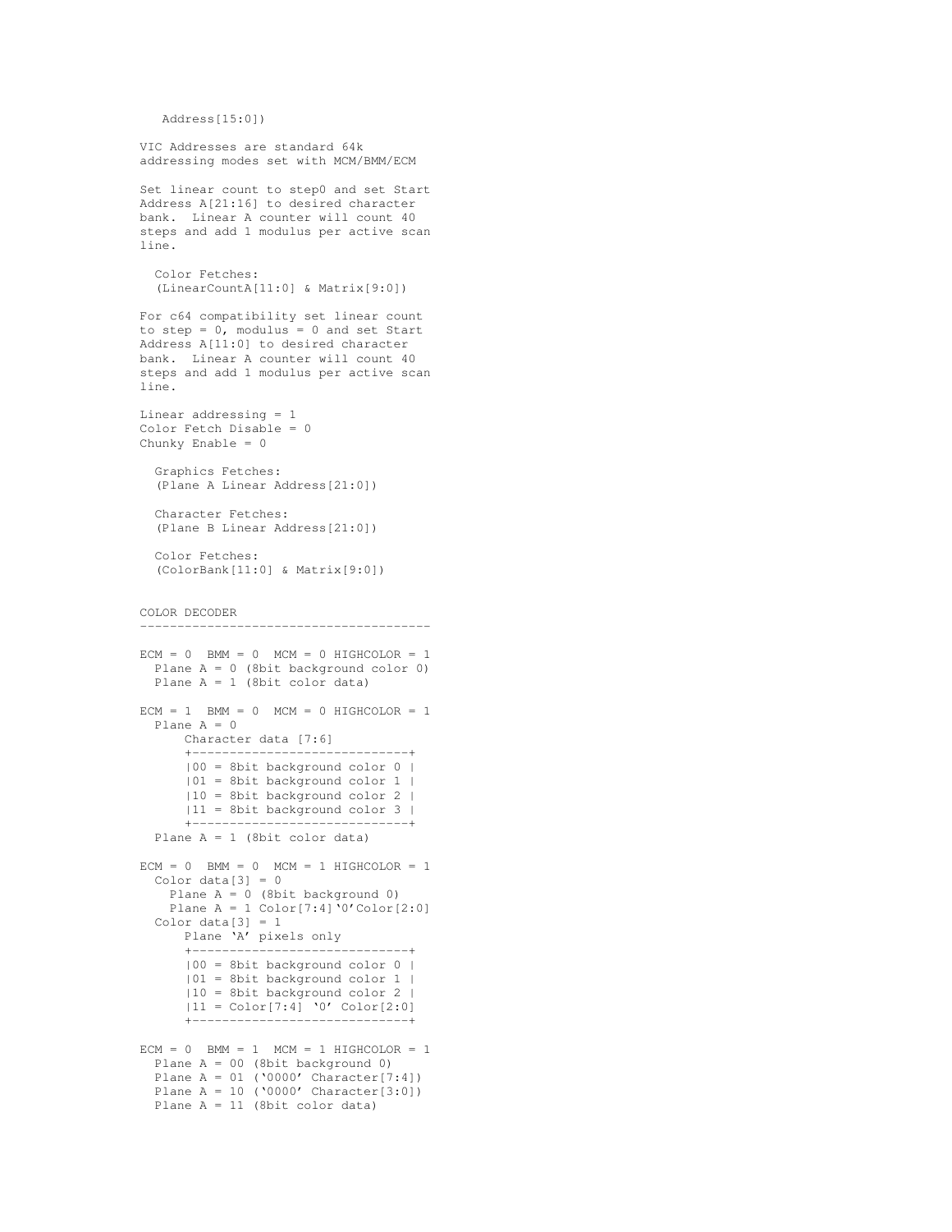```
   Address[15:0])

VIC Addresses are standard 64k
addressing modes set with MCM/BMM/ECM

Set linear count to step0 and set Start
Address A[21:16] to desired character
bank.  Linear A counter will count 40
steps and add 1 modulus per active scan
line.

  Color Fetches:
  (LinearCountA[11:0] & Matrix[9:0])

For c64 compatibility set linear count
to step = 0, modulus = 0 and set Start
Address A[11:0] to desired character
bank.  Linear A counter will count 40
steps and add 1 modulus per active scan
line.

Linear addressing = 1
Color Fetch Disable = 0
Chunky Enable = 0

  Graphics Fetches:
  (Plane A Linear Address[21:0])

  Character Fetches:
  (Plane B Linear Address[21:0])

  Color Fetches:
  (ColorBank[11:0] & Matrix[9:0])


COLOR DECODER
---------------------------------------

ECM = 0  BMM = 0  MCM = 0 HIGHCOLOR = 1
  Plane A = 0 (8bit background color 0)
  Plane A = 1 (8bit color data)

ECM = 1  BMM = 0  MCM = 0 HIGHCOLOR = 1
  Plane A = 0
      Character data [7:6]
      +-----------------------------+
      |00 = 8bit background color 0 |
      |01 = 8bit background color 1 |
      |10 = 8bit background color 2 |
      |11 = 8bit background color 3 |
      +-----------------------------+
  Plane A = 1 (8bit color data)

ECM = 0  BMM = 0  MCM = 1 HIGHCOLOR = 1
  Color data[3] = 0
    Plane A = 0 (8bit background 0)
    Plane A = 1 Color[7:4]'0'Color[2:0]
  Color data[3] = 1
      Plane 'A' pixels only
      +-----------------------------+
      |00 = 8bit background color 0 |
      |01 = 8bit background color 1 |
      |10 = 8bit background color 2 |
      |11 = Color[7:4] '0' Color[2:0]
      +-----------------------------+

ECM = 0  BMM = 1  MCM = 1 HIGHCOLOR = 1
  Plane A = 00 (8bit background 0)
  Plane A = 01 ('0000' Character[7:4])
  Plane A = 10 ('0000' Character[3:0])
  Plane A = 11 (8bit color data)
```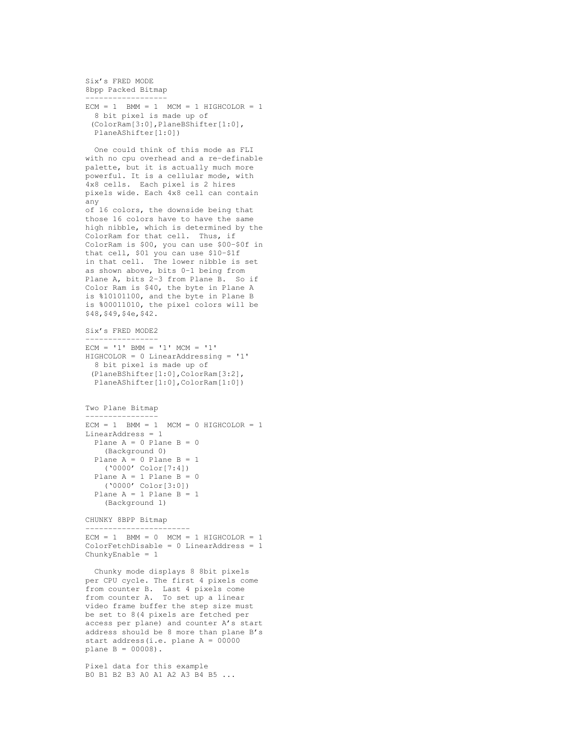## Six's FRED MODE

8bpp Packed Bitmap

ECM = 1  BMM = 1  MCM = 1 HIGHCOLOR = 1
8 bit pixel is made up of (ColorRam[3:0],PlaneBShifter[1:0], PlaneAShifter[1:0])

One could think of this mode as FLI with no cpu overhead and a re-definable palette, but it is actually much more powerful. It is a cellular mode, with 4x8 cells. Each pixel is 2 hires pixels wide. Each 4x8 cell can contain any of 16 colors, the downside being that those 16 colors have to have the same high nibble, which is determined by the ColorRam for that cell. Thus, if ColorRam is $00, you can use $00-$0f in that cell, $01 you can use $10-$1f in that cell. The lower nibble is set as shown above, bits 0-1 being from Plane A, bits 2-3 from Plane B. So if Color Ram is $40, the byte in Plane A is %10101100, and the byte in Plane B is %00011010, the pixel colors will be $48,$49,$4e,$42.

## Six's FRED MODE2

ECM = '1' BMM = '1' MCM = '1' HIGHCOLOR = 0 LinearAddressing = '1'
8 bit pixel is made up of (PlaneBShifter[1:0],ColorRam[3:2], PlaneAShifter[1:0],ColorRam[1:0])

## Two Plane Bitmap

ECM = 1  BMM = 1  MCM = 0 HIGHCOLOR = 1 LinearAddress = 1

- Plane A = 0 Plane B = 0
  (Background 0)
- Plane A = 0 Plane B = 1
  ('0000' Color[7:4])
- Plane A = 1 Plane B = 0
  ('0000' Color[3:0])
- Plane A = 1 Plane B = 1
  (Background 1)

## CHUNKY 8BPP Bitmap

ECM = 1  BMM = 0  MCM = 1 HIGHCOLOR = 1 ColorFetchDisable = 0 LinearAddress = 1 ChunkyEnable = 1

Chunky mode displays 8 8bit pixels per CPU cycle. The first 4 pixels come from counter B. Last 4 pixels come from counter A. To set up a linear video frame buffer the step size must be set to 8(4 pixels are fetched per access per plane) and counter A's start address should be 8 more than plane B's start address(i.e. plane A = 00000 plane B = 00008).

Pixel data for this example
B0 B1 B2 B3 A0 A1 A2 A3 B4 B5 ...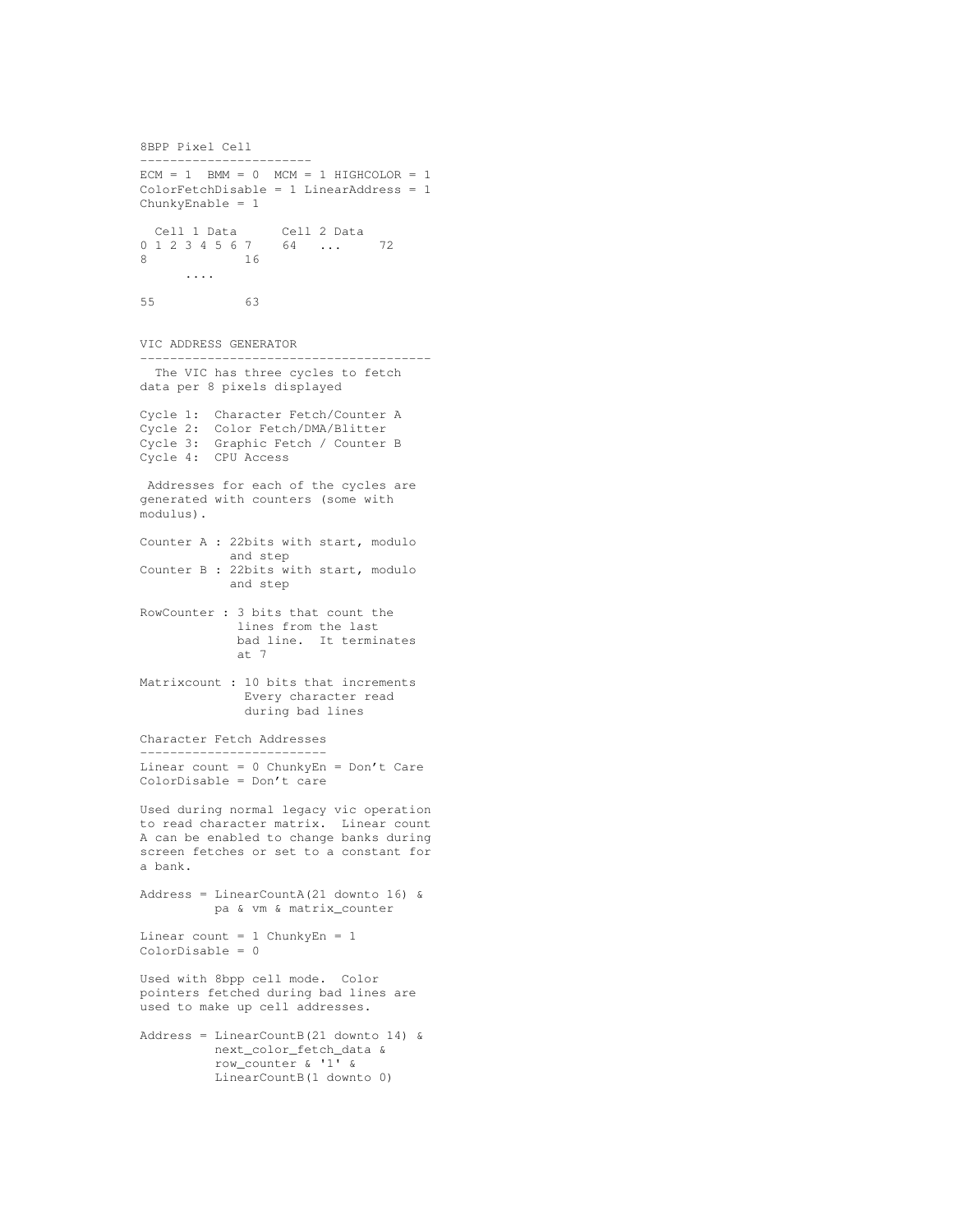## 8BPP Pixel Cell

ECM = 1 BMM = 0 MCM = 1 HIGHCOLOR = 1
ColorFetchDisable = 1 LinearAddress = 1
ChunkyEnable = 1

```
  Cell 1 Data      Cell 2 Data
0 1 2 3 4 5 6 7    64   ...     72
8            16
      ....

55           63
```

## VIC ADDRESS GENERATOR

The VIC has three cycles to fetch data per 8 pixels displayed

Cycle 1: Character Fetch/Counter A
Cycle 2: Color Fetch/DMA/Blitter
Cycle 3: Graphic Fetch / Counter B
Cycle 4: CPU Access

Addresses for each of the cycles are generated with counters (some with modulus).

Counter A : 22bits with start, modulo and step
Counter B : 22bits with start, modulo and step

RowCounter : 3 bits that count the lines from the last bad line. It terminates at 7

Matrixcount : 10 bits that increments Every character read during bad lines

### Character Fetch Addresses

Linear count = 0 ChunkyEn = Don't Care
ColorDisable = Don't care

Used during normal legacy vic operation to read character matrix. Linear count A can be enabled to change banks during screen fetches or set to a constant for a bank.

```
Address = LinearCountA(21 downto 16) &
          pa & vm & matrix_counter
```

Linear count = 1 ChunkyEn = 1
ColorDisable = 0

Used with 8bpp cell mode. Color pointers fetched during bad lines are used to make up cell addresses.

```
Address = LinearCountB(21 downto 14) &
          next_color_fetch_data &
          row_counter & '1' &
          LinearCountB(1 downto 0)
```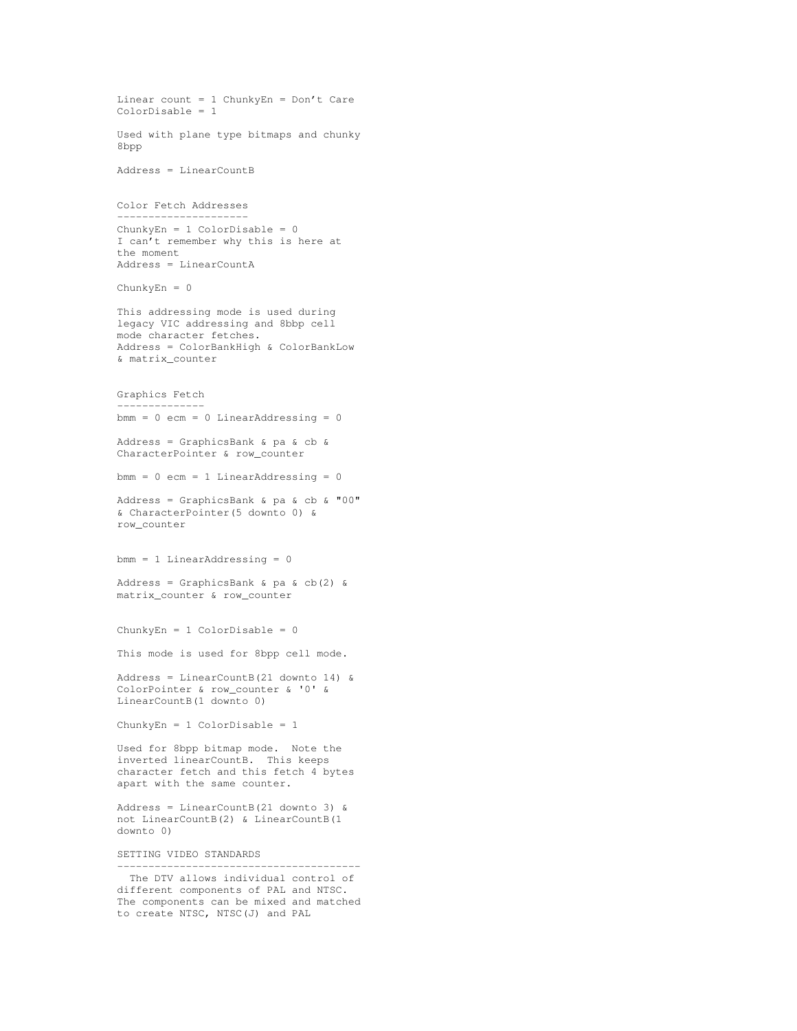Linear count = 1 ChunkyEn = Don't Care
ColorDisable = 1

Used with plane type bitmaps and chunky 8bpp

Address = LinearCountB

## Color Fetch Addresses

ChunkyEn = 1 ColorDisable = 0
I can't remember why this is here at the moment
Address = LinearCountA

ChunkyEn = 0

This addressing mode is used during legacy VIC addressing and 8bbp cell mode character fetches.
Address = ColorBankHigh & ColorBankLow & matrix_counter

## Graphics Fetch

bmm = 0 ecm = 0 LinearAddressing = 0

Address = GraphicsBank & pa & cb & CharacterPointer & row_counter

bmm = 0 ecm = 1 LinearAddressing = 0

Address = GraphicsBank & pa & cb & "00" & CharacterPointer(5 downto 0) & row_counter

bmm = 1 LinearAddressing = 0

Address = GraphicsBank & pa & cb(2) & matrix_counter & row_counter

ChunkyEn = 1 ColorDisable = 0

This mode is used for 8bpp cell mode.

Address = LinearCountB(21 downto 14) & ColorPointer & row_counter & '0' & LinearCountB(1 downto 0)

ChunkyEn = 1 ColorDisable = 1

Used for 8bpp bitmap mode. Note the inverted linearCountB. This keeps character fetch and this fetch 4 bytes apart with the same counter.

Address = LinearCountB(21 downto 3) & not LinearCountB(2) & LinearCountB(1 downto 0)

## SETTING VIDEO STANDARDS

The DTV allows individual control of different components of PAL and NTSC. The components can be mixed and matched to create NTSC, NTSC(J) and PAL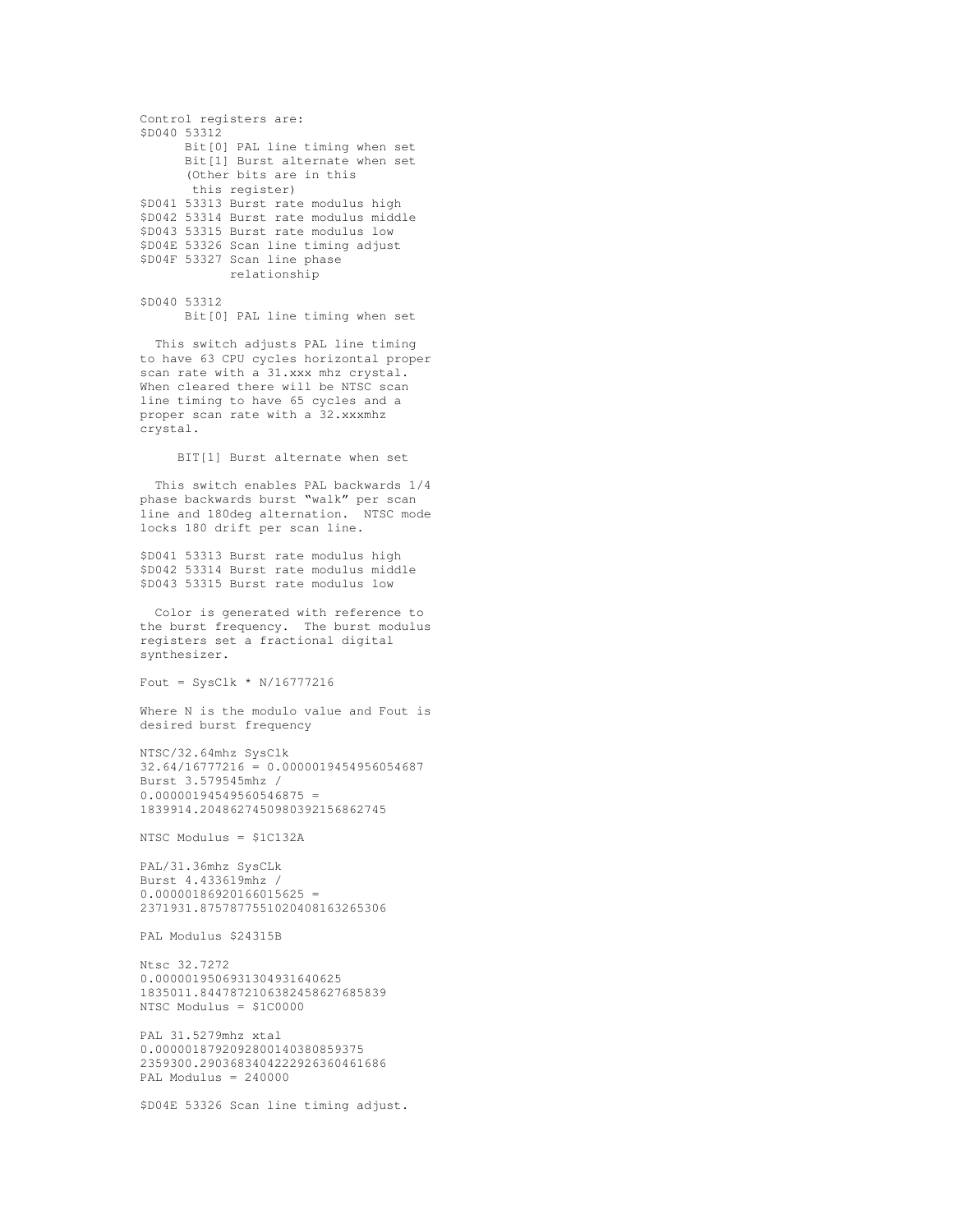Control registers are:

$D040 53312
- Bit[0] PAL line timing when set
- Bit[1] Burst alternate when set
- (Other bits are in this this register)

$D041 53313 Burst rate modulus high
$D042 53314 Burst rate modulus middle
$D043 53315 Burst rate modulus low
$D04E 53326 Scan line timing adjust
$D04F 53327 Scan line phase relationship

$D040 53312
Bit[0] PAL line timing when set

This switch adjusts PAL line timing to have 63 CPU cycles horizontal proper scan rate with a 31.xxx mhz crystal. When cleared there will be NTSC scan line timing to have 65 cycles and a proper scan rate with a 32.xxxmhz crystal.

BIT[1] Burst alternate when set

This switch enables PAL backwards 1/4 phase backwards burst “walk” per scan line and 180deg alternation. NTSC mode locks 180 drift per scan line.

$D041 53313 Burst rate modulus high
$D042 53314 Burst rate modulus middle
$D043 53315 Burst rate modulus low

Color is generated with reference to the burst frequency. The burst modulus registers set a fractional digital synthesizer.

Fout = SysClk * N/16777216

Where N is the modulo value and Fout is desired burst frequency

NTSC/32.64mhz SysClk
32.64/16777216 = 0.0000019454956054687
Burst 3.579545mhz /
0.00000194549560546875 =
1839914.2048627450980392156862745

NTSC Modulus = $1C132A

PAL/31.36mhz SysCLk
Burst 4.433619mhz /
0.00000186920166015625 =
2371931.8757877551020408163265306

PAL Modulus $24315B

Ntsc 32.7272
0.000001950693130493164062​5
1835011.8447872106382458627685839
NTSC Modulus = $1C0000

PAL 31.5279mhz xtal
0.0000018792092800140380859375
2359300.2903683404222926360461686
PAL Modulus = 240000

$D04E 53326 Scan line timing adjust.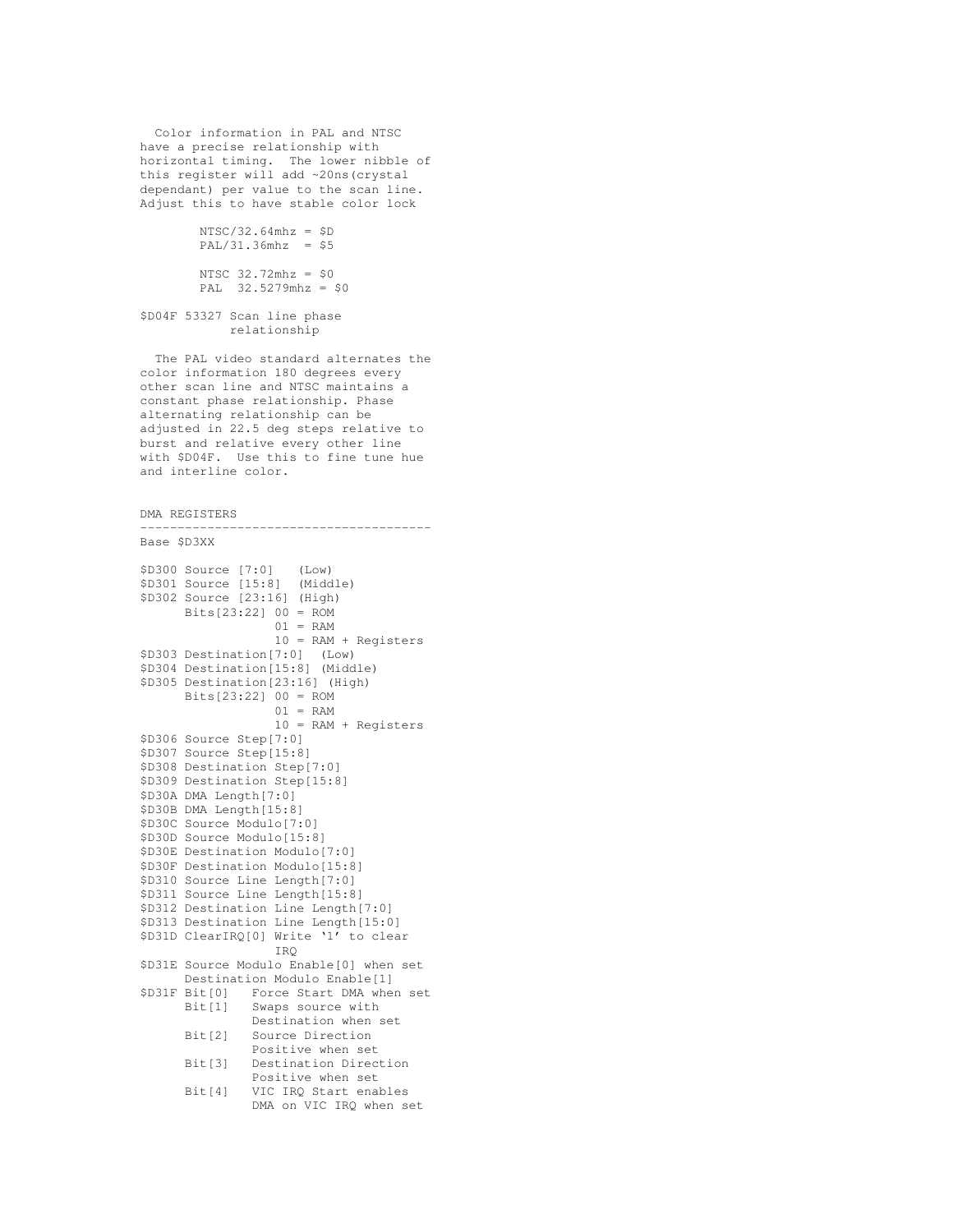Color information in PAL and NTSC have a precise relationship with horizontal timing. The lower nibble of this register will add ~20ns(crystal dependant) per value to the scan line. Adjust this to have stable color lock

```
NTSC/32.64mhz = $D
PAL/31.36mhz  = $5

NTSC 32.72mhz = $0
PAL  32.5279mhz = $0
```

$D04F 53327 Scan line phase relationship

The PAL video standard alternates the color information 180 degrees every other scan line and NTSC maintains a constant phase relationship. Phase alternating relationship can be adjusted in 22.5 deg steps relative to burst and relative every other line with $D04F. Use this to fine tune hue and interline color.

## DMA REGISTERS

Base $D3XX

```
$D300 Source [7:0]   (Low)
$D301 Source [15:8]  (Middle)
$D302 Source [23:16] (High)
      Bits[23:22] 00 = ROM
                  01 = RAM
                  10 = RAM + Registers
$D303 Destination[7:0]  (Low)
$D304 Destination[15:8] (Middle)
$D305 Destination[23:16] (High)
      Bits[23:22] 00 = ROM
                  01 = RAM
                  10 = RAM + Registers
$D306 Source Step[7:0]
$D307 Source Step[15:8]
$D308 Destination Step[7:0]
$D309 Destination Step[15:8]
$D30A DMA Length[7:0]
$D30B DMA Length[15:8]
$D30C Source Modulo[7:0]
$D30D Source Modulo[15:8]
$D30E Destination Modulo[7:0]
$D30F Destination Modulo[15:8]
$D310 Source Line Length[7:0]
$D311 Source Line Length[15:8]
$D312 Destination Line Length[7:0]
$D313 Destination Line Length[15:0]
$D31D ClearIRQ[0] Write '1' to clear
                  IRQ
$D31E Source Modulo Enable[0] when set
      Destination Modulo Enable[1]
$D31F Bit[0]   Force Start DMA when set
      Bit[1]   Swaps source with
               Destination when set
      Bit[2]   Source Direction
               Positive when set
      Bit[3]   Destination Direction
               Positive when set
      Bit[4]   VIC IRQ Start enables
               DMA on VIC IRQ when set
```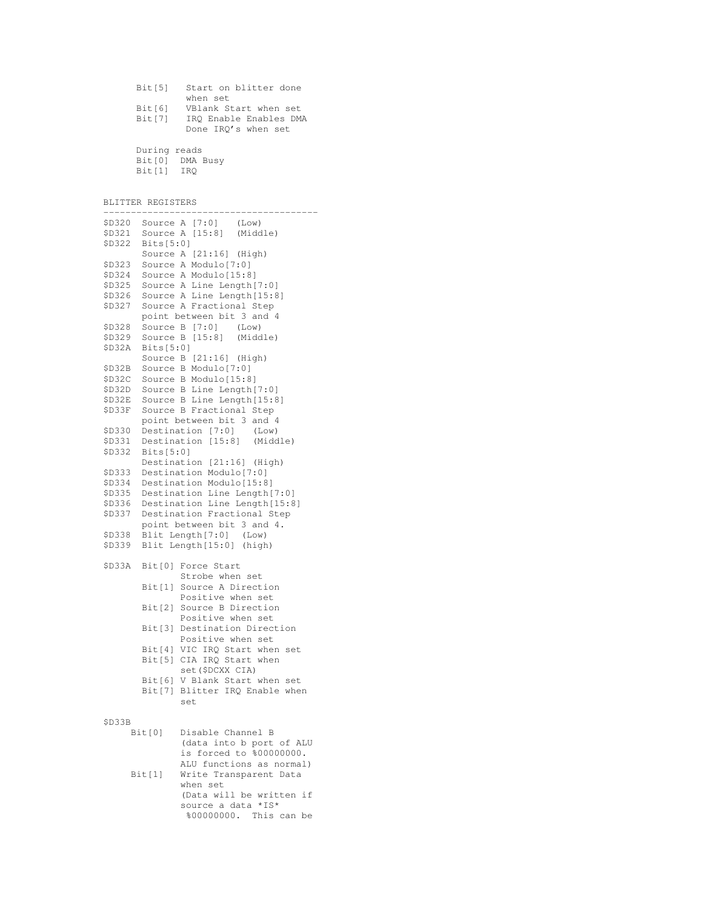```
      Bit[5]   Start on blitter done
               when set
      Bit[6]   VBlank Start when set
      Bit[7]   IRQ Enable Enables DMA
               Done IRQ's when set

      During reads
      Bit[0]  DMA Busy
      Bit[1]  IRQ
```

## BLITTER REGISTERS

```
---------------------------------------
$D320  Source A [7:0]   (Low)
$D321  Source A [15:8]  (Middle)
$D322  Bits[5:0]
       Source A [21:16] (High)
$D323  Source A Modulo[7:0]
$D324  Source A Modulo[15:8]
$D325  Source A Line Length[7:0]
$D326  Source A Line Length[15:8]
$D327  Source A Fractional Step
       point between bit 3 and 4
$D328  Source B [7:0]   (Low)
$D329  Source B [15:8]  (Middle)
$D32A  Bits[5:0]
       Source B [21:16] (High)
$D32B  Source B Modulo[7:0]
$D32C  Source B Modulo[15:8]
$D32D  Source B Line Length[7:0]
$D32E  Source B Line Length[15:8]
$D33F  Source B Fractional Step
       point between bit 3 and 4
$D330  Destination [7:0]   (Low)
$D331  Destination [15:8]  (Middle)
$D332  Bits[5:0]
       Destination [21:16] (High)
$D333  Destination Modulo[7:0]
$D334  Destination Modulo[15:8]
$D335  Destination Line Length[7:0]
$D336  Destination Line Length[15:8]
$D337  Destination Fractional Step
       point between bit 3 and 4.
$D338  Blit Length[7:0]  (Low)
$D339  Blit Length[15:0] (high)

$D33A  Bit[0] Force Start
              Strobe when set
       Bit[1] Source A Direction
              Positive when set
       Bit[2] Source B Direction
              Positive when set
       Bit[3] Destination Direction
              Positive when set
       Bit[4] VIC IRQ Start when set
       Bit[5] CIA IRQ Start when
              set($DCXX CIA)
       Bit[6] V Blank Start when set
       Bit[7] Blitter IRQ Enable when
              set

$D33B
     Bit[0]   Disable Channel B
              (data into b port of ALU
              is forced to %00000000.
              ALU functions as normal)
     Bit[1]   Write Transparent Data
              when set
              (Data will be written if
              source a data *IS*
               %00000000.  This can be
```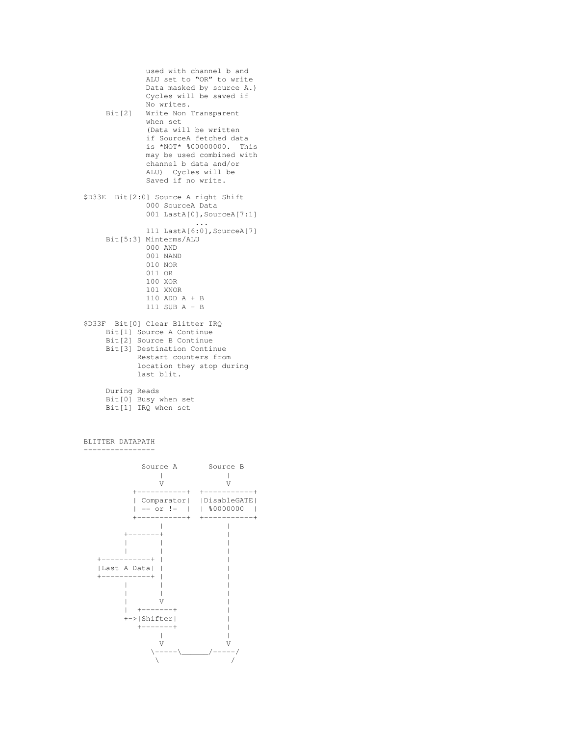```
              used with channel b and
              ALU set to "OR" to write
              Data masked by source A.)
              Cycles will be saved if
              No writes.
     Bit[2]   Write Non Transparent
              when set
              (Data will be written
              if SourceA fetched data
              is *NOT* %00000000.  This
              may be used combined with
              channel b data and/or
              ALU)  Cycles will be
              Saved if no write.

$D33E  Bit[2:0] Source A right Shift
              000 SourceA Data
              001 LastA[0],SourceA[7:1]
                          ...
              111 LastA[6:0],SourceA[7]
     Bit[5:3] Minterms/ALU
              000 AND
              001 NAND
              010 NOR
              011 OR
              100 XOR
              101 XNOR
              110 ADD A + B
              111 SUB A - B

$D33F  Bit[0] Clear Blitter IRQ
     Bit[1] Source A Continue
     Bit[2] Source B Continue
     Bit[3] Destination Continue
            Restart counters from
            location they stop during
            last blit.

     During Reads
     Bit[0] Busy when set
     Bit[1] IRQ when set
```

## BLITTER DATAPATH

```
             Source A       Source B
                |              |
                V              V
          +-----------+  +-----------+
          | Comparator|  |DisableGATE|
          | == or !=  |  | %0000000  |
          +-----------+  +-----------+
                |              |
        +-------+              |
        |       |              |
        |       |              |
  +-----------+ |              |
  |Last A Data| |              |
  +-----------+ |              |
        |       |              |
        |       |              |
        |       V              |
        |  +-------+           |
        +->|Shifter|           |
           +-------+           |
                |              |
                V              V
              \-----\______/-----/
               \                /
```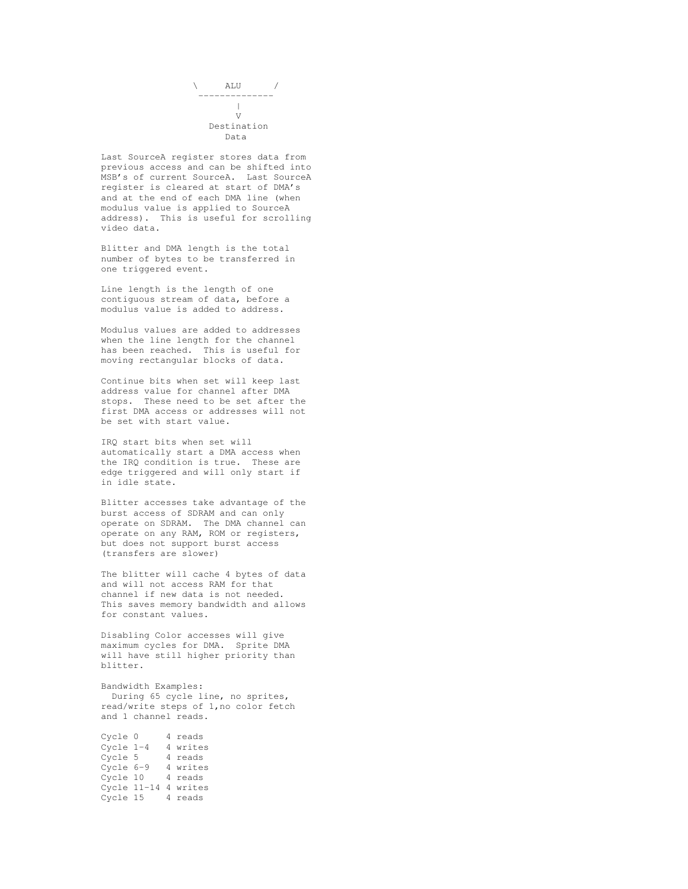```
               \     ALU      /
                --------------
                      |
                      V
                 Destination
                    Data
```

Last SourceA register stores data from previous access and can be shifted into MSB's of current SourceA. Last SourceA register is cleared at start of DMA's and at the end of each DMA line (when modulus value is applied to SourceA address). This is useful for scrolling video data.

Blitter and DMA length is the total number of bytes to be transferred in one triggered event.

Line length is the length of one contiguous stream of data, before a modulus value is added to address.

Modulus values are added to addresses when the line length for the channel has been reached. This is useful for moving rectangular blocks of data.

Continue bits when set will keep last address value for channel after DMA stops. These need to be set after the first DMA access or addresses will not be set with start value.

IRQ start bits when set will automatically start a DMA access when the IRQ condition is true. These are edge triggered and will only start if in idle state.

Blitter accesses take advantage of the burst access of SDRAM and can only operate on SDRAM. The DMA channel can operate on any RAM, ROM or registers, but does not support burst access (transfers are slower)

The blitter will cache 4 bytes of data and will not access RAM for that channel if new data is not needed. This saves memory bandwidth and allows for constant values.

Disabling Color accesses will give maximum cycles for DMA. Sprite DMA will have still higher priority than blitter.

Bandwidth Examples:
  During 65 cycle line, no sprites, read/write steps of 1,no color fetch and 1 channel reads.

```
Cycle 0      4 reads
Cycle 1-4    4 writes
Cycle 5      4 reads
Cycle 6-9    4 writes
Cycle 10     4 reads
Cycle 11-14  4 writes
Cycle 15     4 reads
```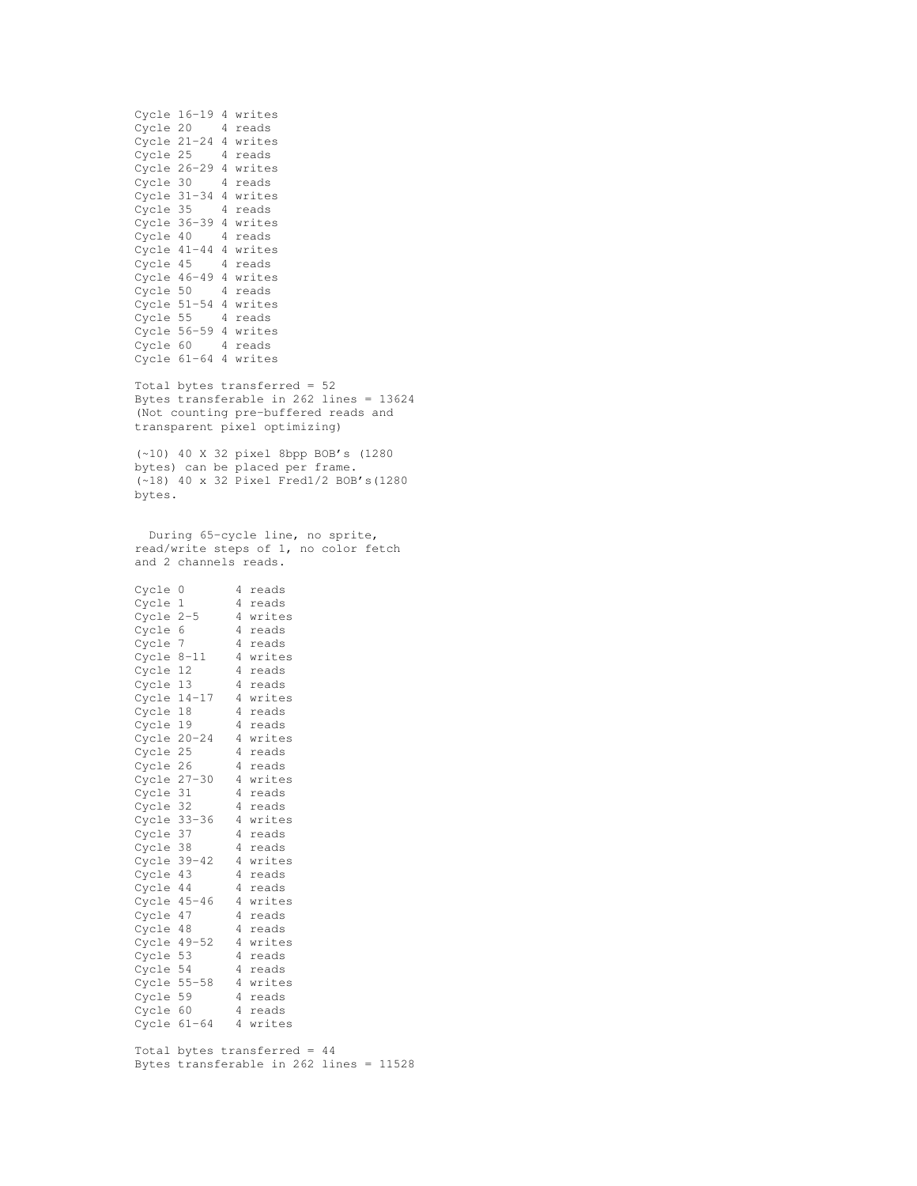```
Cycle 16-19 4 writes
Cycle 20    4 reads
Cycle 21-24 4 writes
Cycle 25    4 reads
Cycle 26-29 4 writes
Cycle 30    4 reads
Cycle 31-34 4 writes
Cycle 35    4 reads
Cycle 36-39 4 writes
Cycle 40    4 reads
Cycle 41-44 4 writes
Cycle 45    4 reads
Cycle 46-49 4 writes
Cycle 50    4 reads
Cycle 51-54 4 writes
Cycle 55    4 reads
Cycle 56-59 4 writes
Cycle 60    4 reads
Cycle 61-64 4 writes
```

Total bytes transferred = 52
Bytes transferable in 262 lines = 13624
(Not counting pre-buffered reads and transparent pixel optimizing)

(~10) 40 X 32 pixel 8bpp BOB's (1280 bytes) can be placed per frame.
(~18) 40 x 32 Pixel Fred1/2 BOB's(1280 bytes.

During 65-cycle line, no sprite, read/write steps of 1, no color fetch and 2 channels reads.

```
Cycle 0       4 reads
Cycle 1       4 reads
Cycle 2-5     4 writes
Cycle 6       4 reads
Cycle 7       4 reads
Cycle 8-11    4 writes
Cycle 12      4 reads
Cycle 13      4 reads
Cycle 14-17   4 writes
Cycle 18      4 reads
Cycle 19      4 reads
Cycle 20-24   4 writes
Cycle 25      4 reads
Cycle 26      4 reads
Cycle 27-30   4 writes
Cycle 31      4 reads
Cycle 32      4 reads
Cycle 33-36   4 writes
Cycle 37      4 reads
Cycle 38      4 reads
Cycle 39-42   4 writes
Cycle 43      4 reads
Cycle 44      4 reads
Cycle 45-46   4 writes
Cycle 47      4 reads
Cycle 48      4 reads
Cycle 49-52   4 writes
Cycle 53      4 reads
Cycle 54      4 reads
Cycle 55-58   4 writes
Cycle 59      4 reads
Cycle 60      4 reads
Cycle 61-64   4 writes
```

Total bytes transferred = 44
Bytes transferable in 262 lines = 11528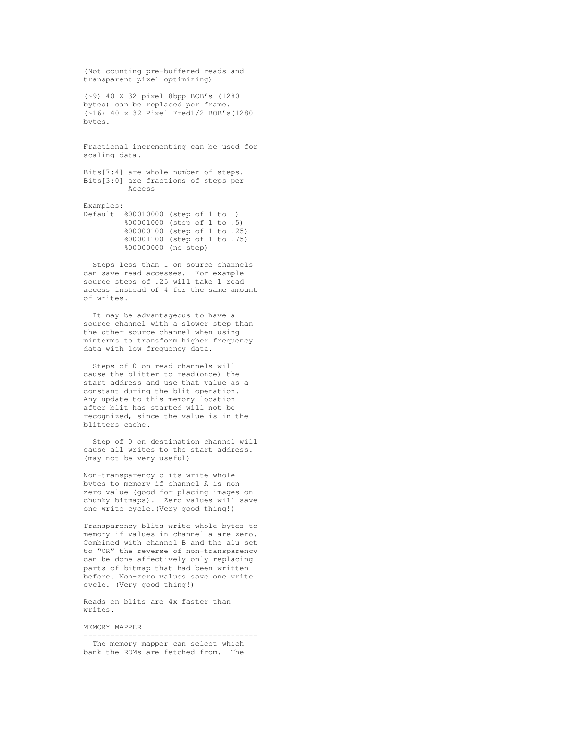(Not counting pre-buffered reads and transparent pixel optimizing)

(~9) 40 X 32 pixel 8bpp BOB's (1280 bytes) can be replaced per frame.
(~16) 40 x 32 Pixel Fred1/2 BOB's(1280 bytes.

Fractional incrementing can be used for scaling data.

Bits[7:4] are whole number of steps.
Bits[3:0] are fractions of steps per Access

Examples:

```
Default  %00010000 (step of 1 to 1)
         %00001000 (step of 1 to .5)
         %00000100 (step of 1 to .25)
         %00001100 (step of 1 to .75)
         %00000000 (no step)
```

Steps less than 1 on source channels can save read accesses. For example source steps of .25 will take 1 read access instead of 4 for the same amount of writes.

It may be advantageous to have a source channel with a slower step than the other source channel when using minterms to transform higher frequency data with low frequency data.

Steps of 0 on read channels will cause the blitter to read(once) the start address and use that value as a constant during the blit operation. Any update to this memory location after blit has started will not be recognized, since the value is in the blitters cache.

Step of 0 on destination channel will cause all writes to the start address. (may not be very useful)

Non-transparency blits write whole bytes to memory if channel A is non zero value (good for placing images on chunky bitmaps). Zero values will save one write cycle.(Very good thing!)

Transparency blits write whole bytes to memory if values in channel a are zero. Combined with channel B and the alu set to "OR" the reverse of non-transparency can be done affectively only replacing parts of bitmap that had been written before. Non-zero values save one write cycle. (Very good thing!)

Reads on blits are 4x faster than writes.

## MEMORY MAPPER

The memory mapper can select which bank the ROMs are fetched from. The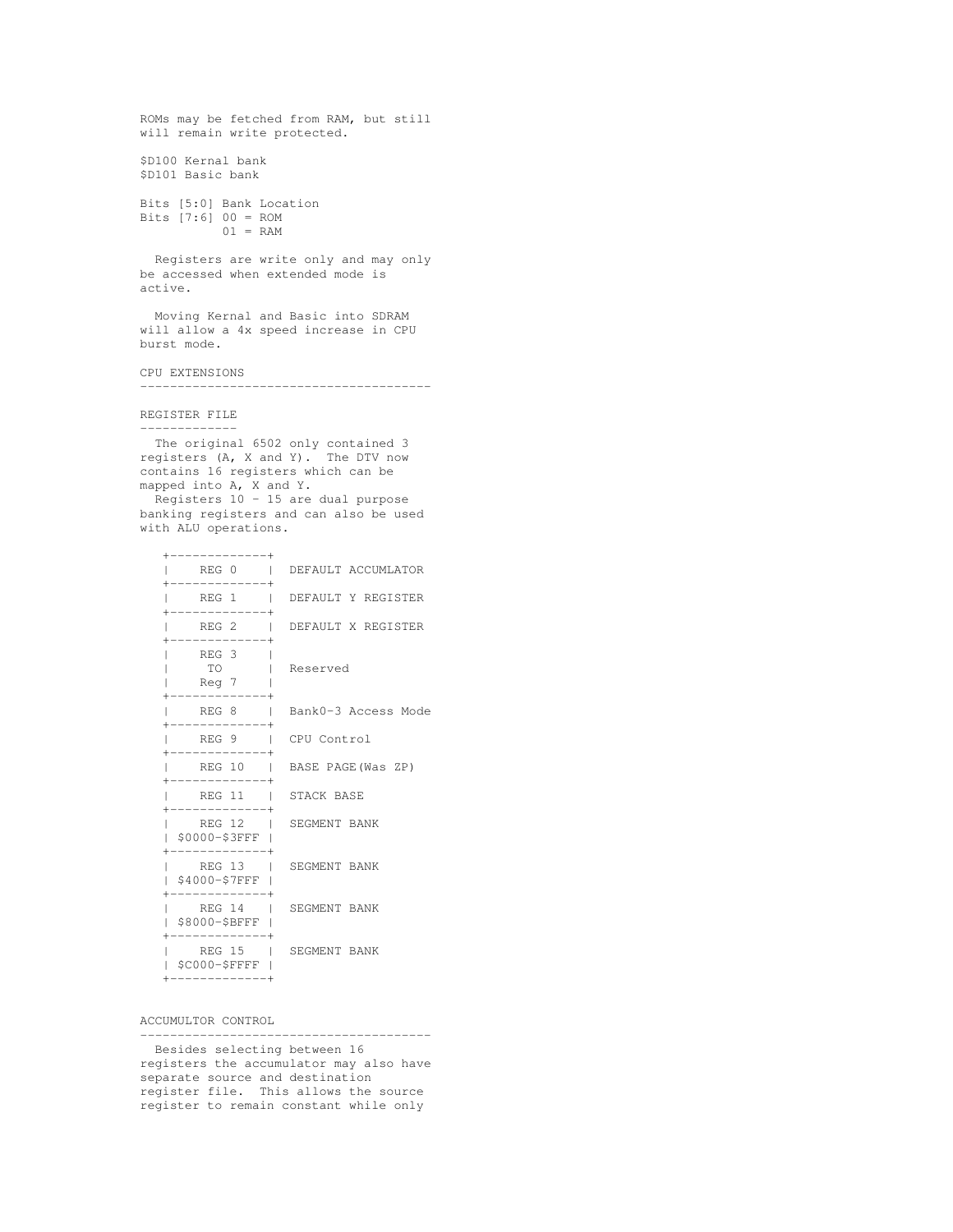ROMs may be fetched from RAM, but still will remain write protected.

$D100 Kernal bank
$D101 Basic bank

```
Bits [5:0] Bank Location
Bits [7:6] 00 = ROM
           01 = RAM
```

Registers are write only and may only be accessed when extended mode is active.

Moving Kernal and Basic into SDRAM will allow a 4x speed increase in CPU burst mode.

## CPU EXTENSIONS

### REGISTER FILE

The original 6502 only contained 3 registers (A, X and Y). The DTV now contains 16 registers which can be mapped into A, X and Y.
Registers 10 - 15 are dual purpose banking registers and can also be used with ALU operations.

| Register | Function |
| --- | --- |
| REG 0 | DEFAULT ACCUMLATOR |
| REG 1 | DEFAULT Y REGISTER |
| REG 2 | DEFAULT X REGISTER |
| REG 3 TO Reg 7 | Reserved |
| REG 8 | Bank0-3 Access Mode |
| REG 9 | CPU Control |
| REG 10 | BASE PAGE(Was ZP) |
| REG 11 | STACK BASE |
| REG 12 $0000-$3FFF | SEGMENT BANK |
| REG 13 $4000-$7FFF | SEGMENT BANK |
| REG 14 $8000-$BFFF | SEGMENT BANK |
| REG 15 $C000-$FFFF | SEGMENT BANK |

## ACCUMULTOR CONTROL

Besides selecting between 16 registers the accumulator may also have separate source and destination register file. This allows the source register to remain constant while only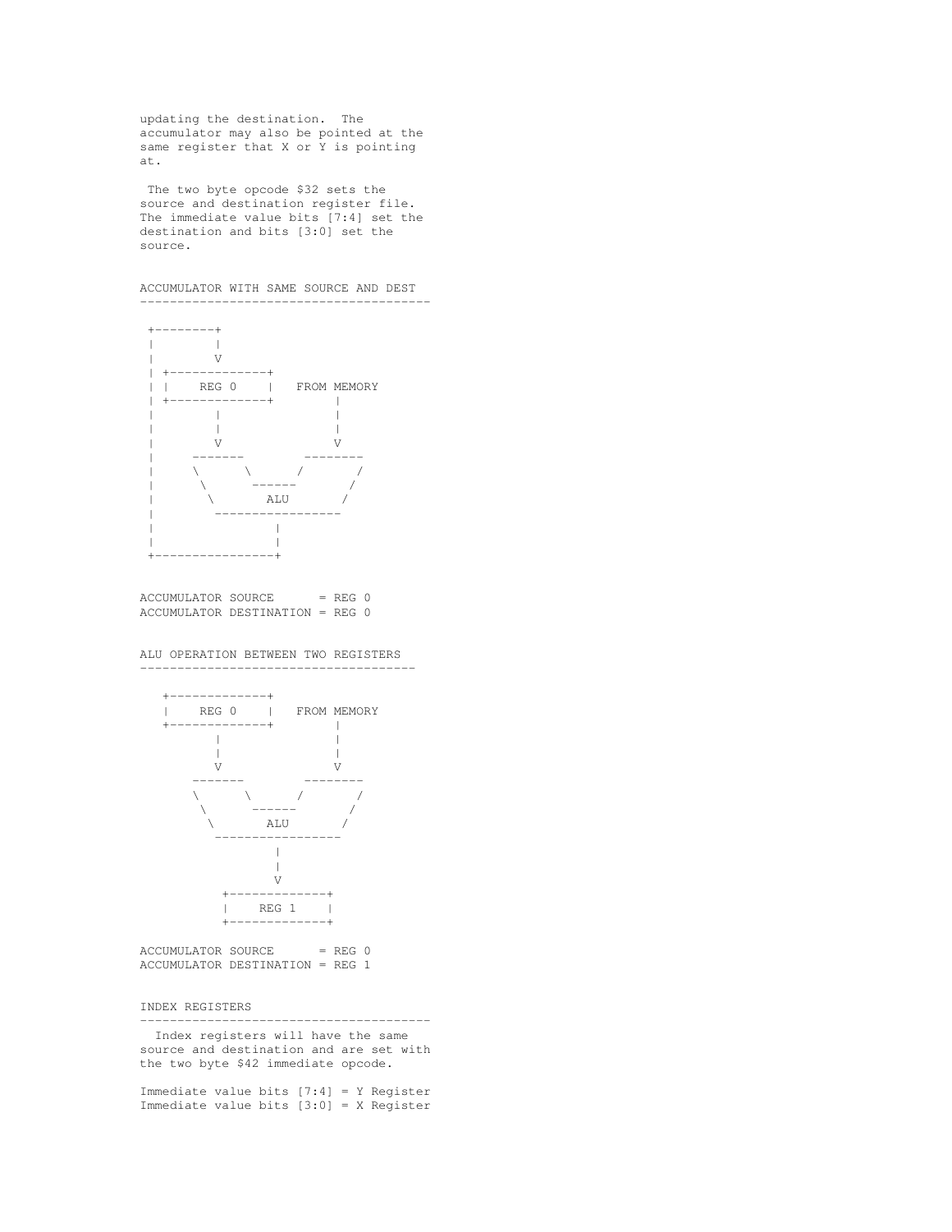updating the destination. The accumulator may also be pointed at the same register that X or Y is pointing at.

The two byte opcode $32 sets the source and destination register file. The immediate value bits [7:4] set the destination and bits [3:0] set the source.

## ACCUMULATOR WITH SAME SOURCE AND DEST

```
 +--------+
 |        |
 |        V
 | +-------------+
 | |    REG 0    |   FROM MEMORY
 | +-------------+        |
 |        |               |
 |        |               |
 |        V               V
 |     -------        --------
 |     \      \      /       /
 |      \      ------       /
 |       \       ALU       /
 |        -----------------
 |                |
 |                |
 +----------------+
```

ACCUMULATOR SOURCE      = REG 0
ACCUMULATOR DESTINATION = REG 0

## ALU OPERATION BETWEEN TWO REGISTERS

```
   +-------------+
   |    REG 0    |   FROM MEMORY
   +-------------+        |
          |               |
          |               |
          V               V
       -------        --------
       \      \      /       /
        \      ------       /
         \       ALU       /
          -----------------
                  |
                  |
                  V
           +-------------+
           |    REG 1    |
           +-------------+
```

ACCUMULATOR SOURCE      = REG 0
ACCUMULATOR DESTINATION = REG 1

## INDEX REGISTERS

Index registers will have the same source and destination and are set with the two byte $42 immediate opcode.

Immediate value bits [7:4] = Y Register
Immediate value bits [3:0] = X Register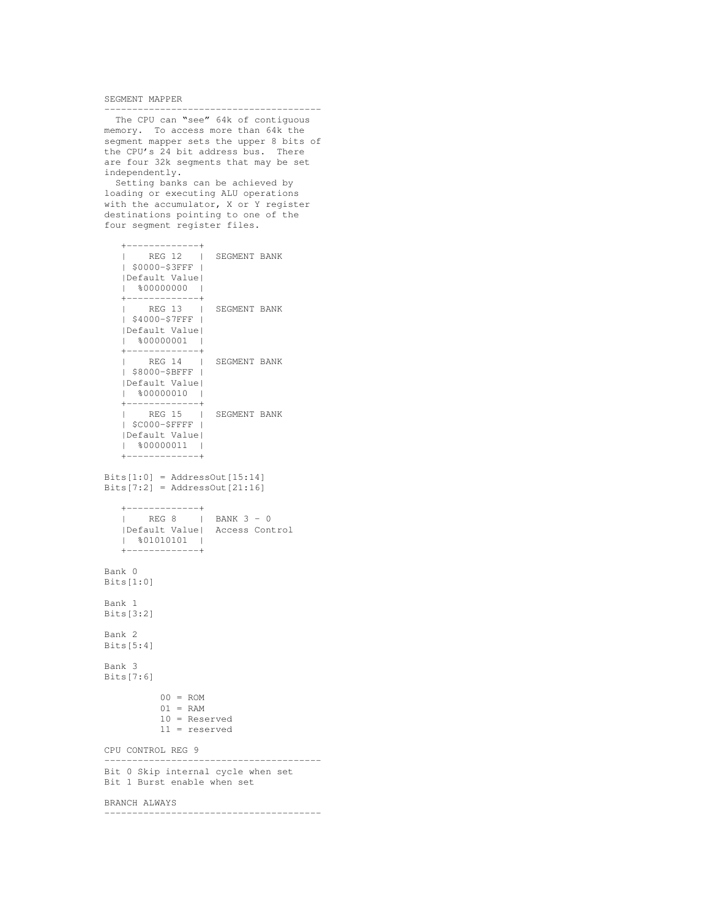## SEGMENT MAPPER

The CPU can "see" 64k of contiguous memory. To access more than 64k the segment mapper sets the upper 8 bits of the CPU's 24 bit address bus. There are four 32k segments that may be set independently.

Setting banks can be achieved by loading or executing ALU operations with the accumulator, X or Y register destinations pointing to one of the four segment register files.

```
   +-------------+
   |    REG 12   |  SEGMENT BANK
   | $0000-$3FFF |
   |Default Value|
   |  %00000000  |
   +-------------+
   |    REG 13   |  SEGMENT BANK
   | $4000-$7FFF |
   |Default Value|
   |  %00000001  |
   +-------------+
   |    REG 14   |  SEGMENT BANK
   | $8000-$BFFF |
   |Default Value|
   |  %00000010  |
   +-------------+
   |    REG 15   |  SEGMENT BANK
   | $C000-$FFFF |
   |Default Value|
   |  %00000011  |
   +-------------+
```

Bits[1:0] = AddressOut[15:14]
Bits[7:2] = AddressOut[21:16]

```
   +-------------+
   |    REG 8    |  BANK 3 - 0
   |Default Value|  Access Control
   |  %01010101  |
   +-------------+
```

Bank 0
Bits[1:0]

Bank 1
Bits[3:2]

Bank 2
Bits[5:4]

Bank 3
Bits[7:6]

```
          00 = ROM
          01 = RAM
          10 = Reserved
          11 = reserved
```

## CPU CONTROL REG 9

Bit 0 Skip internal cycle when set
Bit 1 Burst enable when set

## BRANCH ALWAYS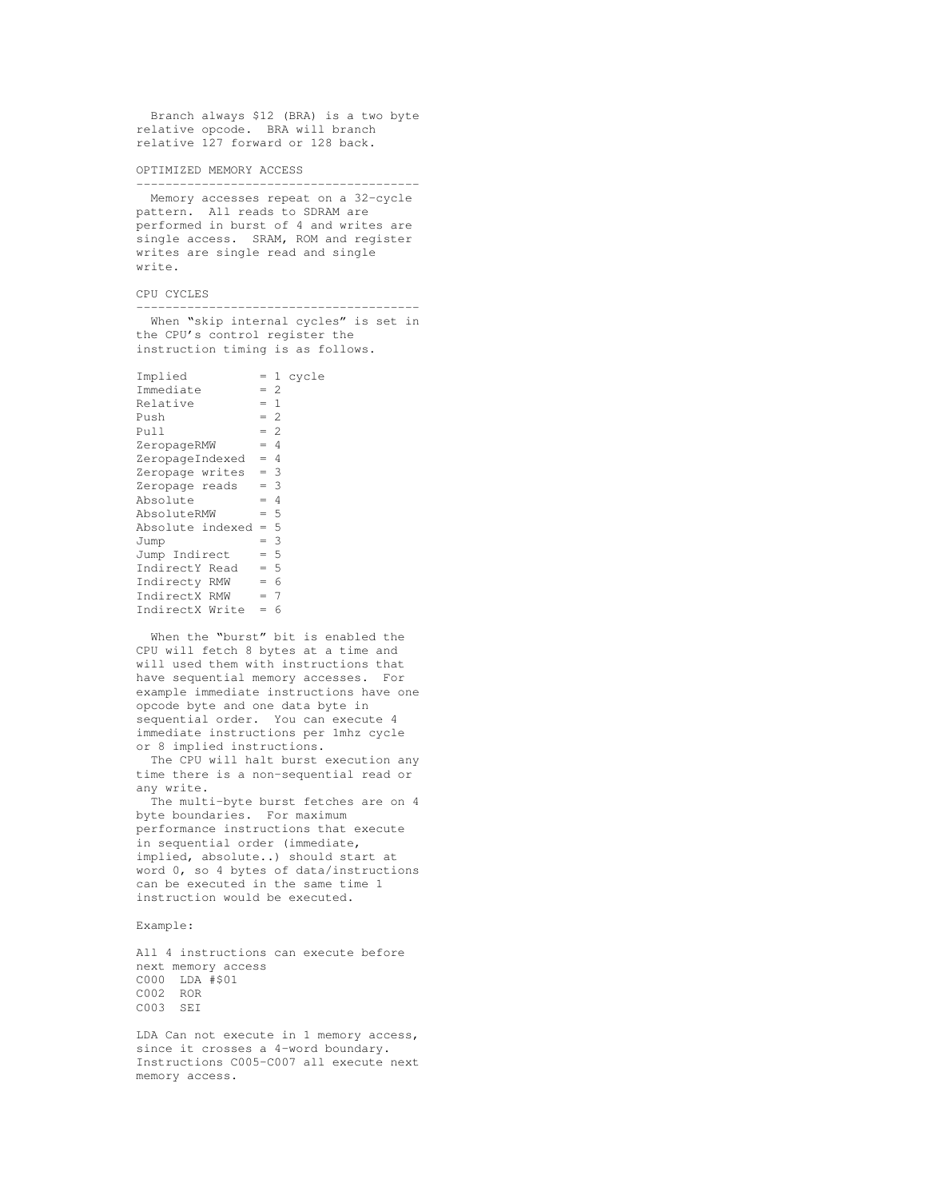Branch always $12 (BRA) is a two byte relative opcode. BRA will branch relative 127 forward or 128 back.

## OPTIMIZED MEMORY ACCESS

---

Memory accesses repeat on a 32-cycle pattern. All reads to SDRAM are performed in burst of 4 and writes are single access. SRAM, ROM and register writes are single read and single write.

## CPU CYCLES

---

When “skip internal cycles” is set in the CPU’s control register the instruction timing is as follows.

```
Implied          = 1 cycle
Immediate        = 2
Relative         = 1
Push             = 2
Pull             = 2
ZeropageRMW      = 4
ZeropageIndexed  = 4
Zeropage writes  = 3
Zeropage reads   = 3
Absolute         = 4
AbsoluteRMW      = 5
Absolute indexed = 5
Jump             = 3
Jump Indirect    = 5
IndirectY Read   = 5
Indirecty RMW    = 6
IndirectX RMW    = 7
IndirectX Write  = 6
```

When the “burst” bit is enabled the CPU will fetch 8 bytes at a time and will used them with instructions that have sequential memory accesses. For example immediate instructions have one opcode byte and one data byte in sequential order. You can execute 4 immediate instructions per 1mhz cycle or 8 implied instructions.

The CPU will halt burst execution any time there is a non-sequential read or any write.

The multi-byte burst fetches are on 4 byte boundaries. For maximum performance instructions that execute in sequential order (immediate, implied, absolute..) should start at word 0, so 4 bytes of data/instructions can be executed in the same time 1 instruction would be executed.

Example:

All 4 instructions can execute before next memory access

```
C000  LDA #$01
C002  ROR
C003  SEI
```

LDA Can not execute in 1 memory access, since it crosses a 4-word boundary. Instructions C005-C007 all execute next memory access.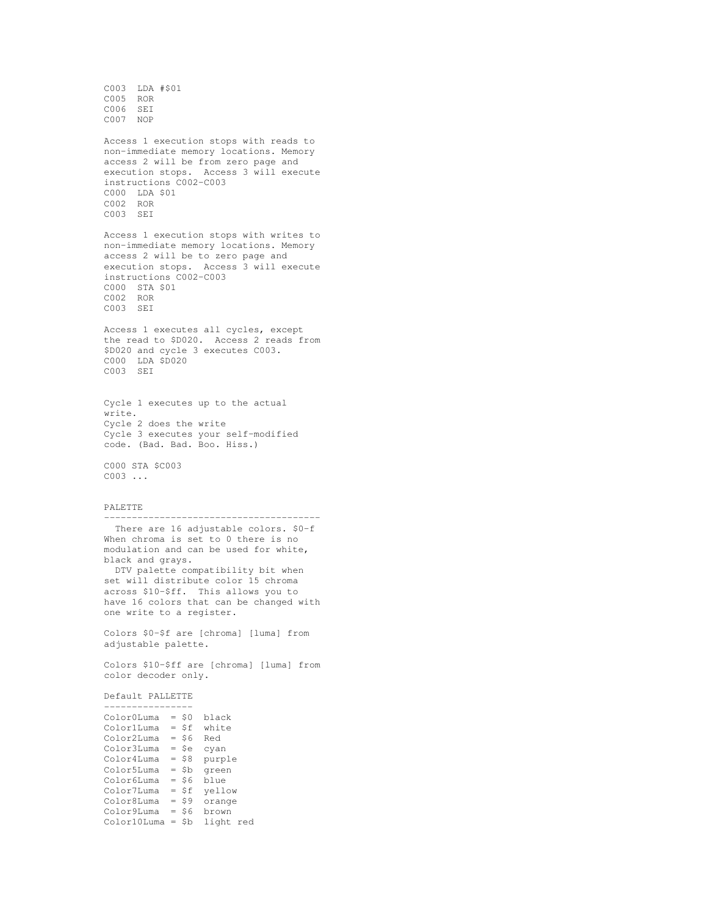```
C003  LDA #$01
C005  ROR
C006  SEI
C007  NOP
```

Access 1 execution stops with reads to non-immediate memory locations. Memory access 2 will be from zero page and execution stops. Access 3 will execute instructions C002-C003

```
C000  LDA $01
C002  ROR
C003  SEI
```

Access 1 execution stops with writes to non-immediate memory locations. Memory access 2 will be to zero page and execution stops. Access 3 will execute instructions C002-C003

```
C000  STA $01
C002  ROR
C003  SEI
```

Access 1 executes all cycles, except the read to $D020. Access 2 reads from $D020 and cycle 3 executes C003.

```
C000  LDA $D020
C003  SEI
```

Cycle 1 executes up to the actual write.
Cycle 2 does the write
Cycle 3 executes your self-modified code. (Bad. Bad. Boo. Hiss.)

```
C000 STA $C003
C003 ...
```

## PALETTE

There are 16 adjustable colors. $0-f When chroma is set to 0 there is no modulation and can be used for white, black and grays.

DTV palette compatibility bit when set will distribute color 15 chroma across $10-$ff. This allows you to have 16 colors that can be changed with one write to a register.

Colors $0-$f are [chroma] [luma] from adjustable palette.

Colors $10-$ff are [chroma] [luma] from color decoder only.

### Default PALLETTE

```
Color0Luma  = $0  black
Color1Luma  = $f  white
Color2Luma  = $6  Red
Color3Luma  = $e  cyan
Color4Luma  = $8  purple
Color5Luma  = $b  green
Color6Luma  = $6  blue
Color7Luma  = $f  yellow
Color8Luma  = $9  orange
Color9Luma  = $6  brown
Color10Luma = $b  light red
```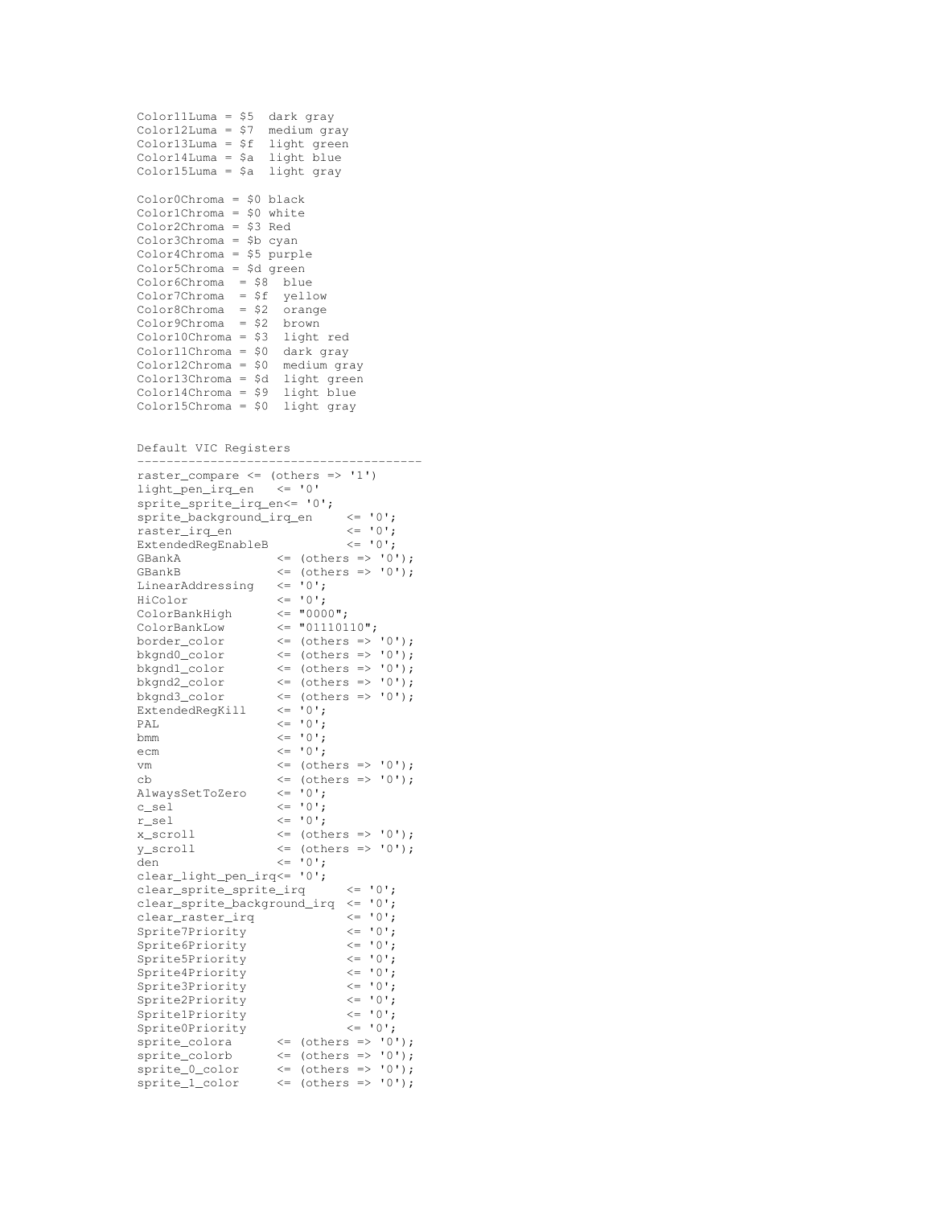```
Color11Luma = $5  dark gray
Color12Luma = $7  medium gray
Color13Luma = $f  light green
Color14Luma = $a  light blue
Color15Luma = $a  light gray

Color0Chroma = $0 black
Color1Chroma = $0 white
Color2Chroma = $3 Red
Color3Chroma = $b cyan
Color4Chroma = $5 purple
Color5Chroma = $d green
Color6Chroma  = $8  blue
Color7Chroma  = $f  yellow
Color8Chroma  = $2  orange
Color9Chroma  = $2  brown
Color10Chroma = $3  light red
Color11Chroma = $0  dark gray
Color12Chroma = $0  medium gray
Color13Chroma = $d  light green
Color14Chroma = $9  light blue
Color15Chroma = $0  light gray
```

Default VIC Registers

```
----------------------------------------
raster_compare <= (others => '1')
light_pen_irq_en   <= '0'
sprite_sprite_irq_en<= '0';
sprite_background_irq_en     <= '0';
raster_irq_en                <= '0';
ExtendedRegEnableB           <= '0';
GBankA            <= (others => '0');
GBankB            <= (others => '0');
LinearAddressing   <= '0';
HiColor            <= '0';
ColorBankHigh      <= "0000";
ColorBankLow       <= "01110110";
border_color       <= (others => '0');
bkgnd0_color       <= (others => '0');
bkgnd1_color       <= (others => '0');
bkgnd2_color       <= (others => '0');
bkgnd3_color       <= (others => '0');
ExtendedRegKill    <= '0';
PAL                <= '0';
bmm                <= '0';
ecm                <= '0';
vm                 <= (others => '0');
cb                 <= (others => '0');
AlwaysSetToZero    <= '0';
c_sel              <= '0';
r_sel              <= '0';
x_scroll           <= (others => '0');
y_scroll           <= (others => '0');
den                <= '0';
clear_light_pen_irq<= '0';
clear_sprite_sprite_irq      <= '0';
clear_sprite_background_irq  <= '0';
clear_raster_irq             <= '0';
Sprite7Priority              <= '0';
Sprite6Priority              <= '0';
Sprite5Priority              <= '0';
Sprite4Priority              <= '0';
Sprite3Priority              <= '0';
Sprite2Priority              <= '0';
Sprite1Priority              <= '0';
Sprite0Priority              <= '0';
sprite_colora      <= (others => '0');
sprite_colorb      <= (others => '0');
sprite_0_color     <= (others => '0');
sprite_1_color     <= (others => '0');
```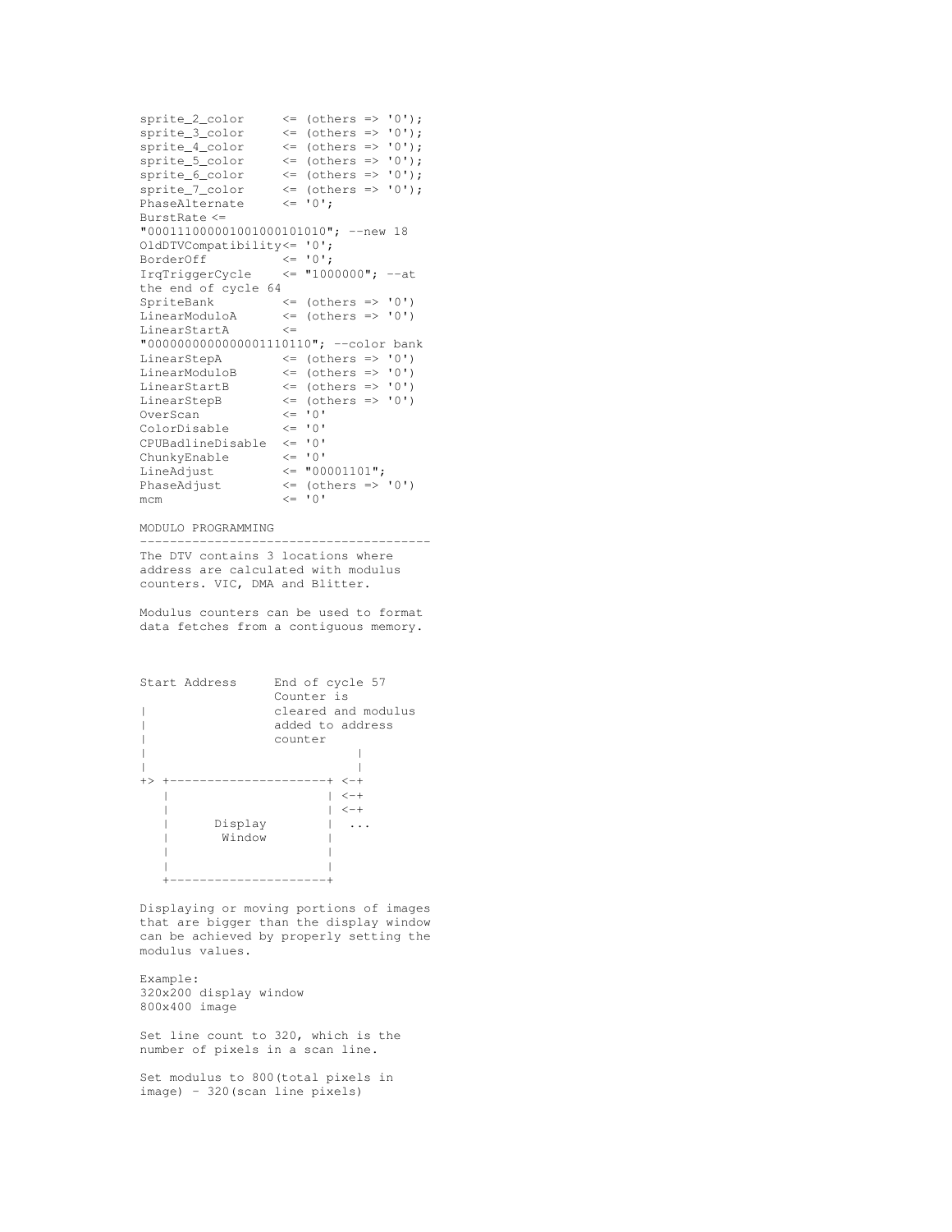```
sprite_2_color     <= (others => '0');
sprite_3_color     <= (others => '0');
sprite_4_color     <= (others => '0');
sprite_5_color     <= (others => '0');
sprite_6_color     <= (others => '0');
sprite_7_color     <= (others => '0');
PhaseAlternate     <= '0';
BurstRate <=
"00011100000100100010101010"; --new 18
OldDTVCompatibility<= '0';
BorderOff          <= '0';
IrqTriggerCycle    <= "1000000"; --at
the end of cycle 64
SpriteBank         <= (others => '0')
LinearModuloA      <= (others => '0')
LinearStartA       <=
"0000000000000001110110"; --color bank
LinearStepA        <= (others => '0')
LinearModuloB      <= (others => '0')
LinearStartB       <= (others => '0')
LinearStepB        <= (others => '0')
OverScan           <= '0'
ColorDisable       <= '0'
CPUBadlineDisable  <= '0'
ChunkyEnable       <= '0'
LineAdjust         <= "00001101";
PhaseAdjust        <= (others => '0')
mcm                <= '0'
```

MODULO PROGRAMMING
---------------------------------------

The DTV contains 3 locations where address are calculated with modulus counters. VIC, DMA and Blitter.

Modulus counters can be used to format data fetches from a contiguous memory.

```
Start Address     End of cycle 57
                  Counter is
|                 cleared and modulus
|                 added to address
|                 counter
|                           |
|                           |
+> +---------------------+ <-+
   |                     | <-+
   |                     | <-+
   |      Display        |  ...
   |       Window        |
   |                     |
   |                     |
   +---------------------+
```

Displaying or moving portions of images that are bigger than the display window can be achieved by properly setting the modulus values.

Example:
320x200 display window
800x400 image

Set line count to 320, which is the number of pixels in a scan line.

Set modulus to 800(total pixels in image) - 320(scan line pixels)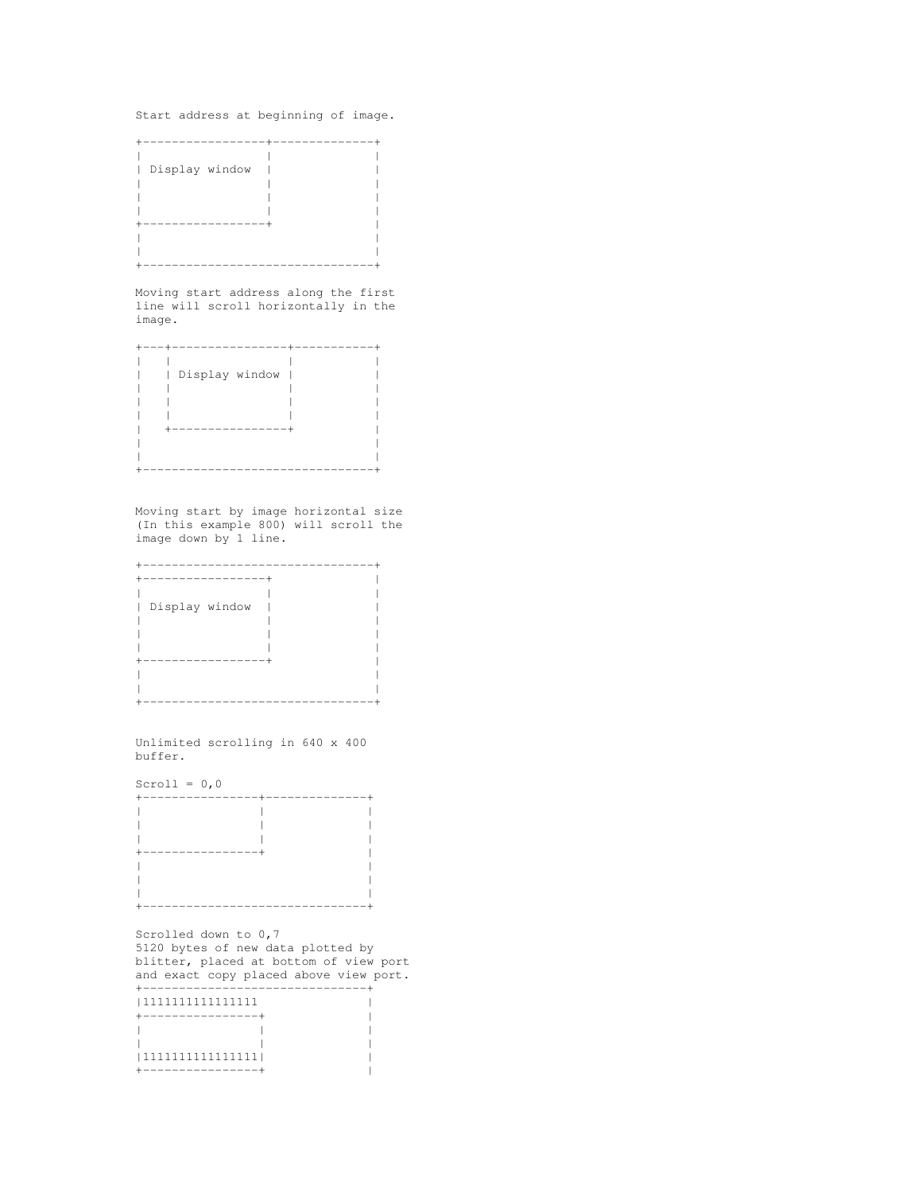Start address at beginning of image.

```
+-----------------+--------------+
|                 |              |
| Display window  |              |
|                 |              |
|                 |              |
|                 |              |
+-----------------+              |
|                                |
|                                |
+--------------------------------+
```

Moving start address along the first line will scroll horizontally in the image.

```
+---+----------------+-----------+
|   |                |           |
|   | Display window |           |
|   |                |           |
|   |                |           |
|   |                |           |
|   +----------------+           |
|                                |
|                                |
+--------------------------------+
```

Moving start by image horizontal size (In this example 800) will scroll the image down by 1 line.

```
+--------------------------------+
+-----------------+              |
|                 |              |
| Display window  |              |
|                 |              |
|                 |              |
|                 |              |
+-----------------+              |
|                                |
|                                |
+--------------------------------+
```

Unlimited scrolling in 640 x 400 buffer.

```
Scroll = 0,0
+----------------+--------------+
|                |              |
|                |              |
|                |              |
+----------------+              |
|                               |
|                               |
|                               |
+-------------------------------+
```

Scrolled down to 0,7
5120 bytes of new data plotted by blitter, placed at bottom of view port and exact copy placed above view port.

```
+-------------------------------+
|1111111111111111               |
+----------------+              |
|                |              |
|                |              |
|1111111111111111|              |
+----------------+              |
```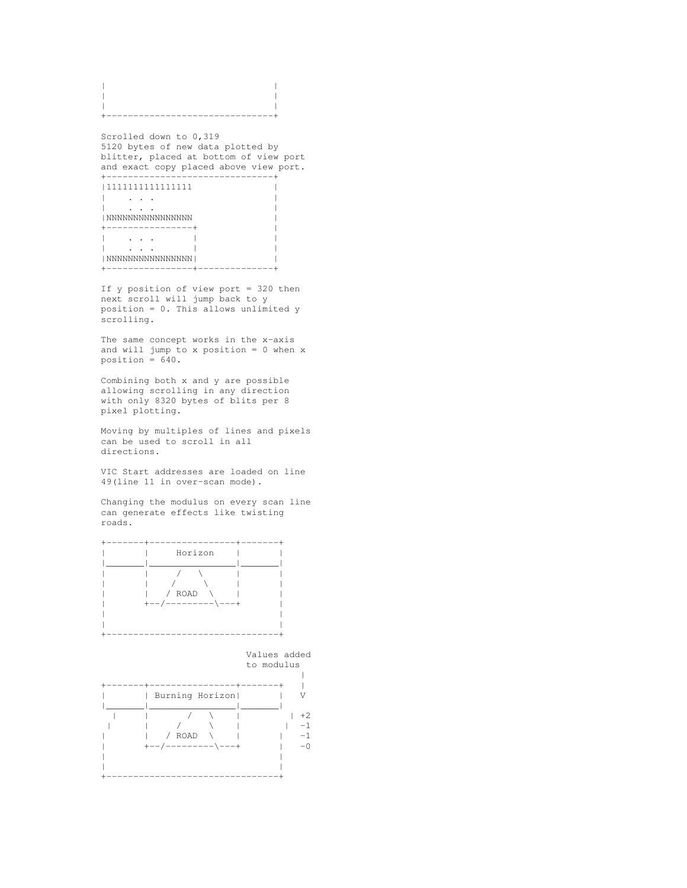```
|                               |
|                               |
|                               |
+-------------------------------+
```

Scrolled down to 0,319
5120 bytes of new data plotted by blitter, placed at bottom of view port and exact copy placed above view port.

```
+-------------------------------+
|1111111111111111               |
|    . . .                      |
|    . . .                      |
|NNNNNNNNNNNNNNNN               |
+----------------+              |
|    . . .       |              |
|    . . .       |              |
|NNNNNNNNNNNNNNNN|              |
+----------------+--------------+
```

If y position of view port = 320 then next scroll will jump back to y position = 0. This allows unlimited y scrolling.

The same concept works in the x-axis and will jump to x position = 0 when x position = 640.

Combining both x and y are possible allowing scrolling in any direction with only 8320 bytes of blits per 8 pixel plotting.

Moving by multiples of lines and pixels can be used to scroll in all directions.

VIC Start addresses are loaded on line 49(line 11 in over-scan mode).

Changing the modulus on every scan line can generate effects like twisting roads.

```
+-------+----------------+-------+
|       |     Horizon    |       |
|_______|________________|_______|
|       |     /   \      |       |
|       |    /     \     |       |
|       |   / ROAD  \    |       |
|       +--/---------\---+       |
|                                |
|                                |
+--------------------------------+

                          Values added
                          to modulus
                                |
+-------+----------------+-------+   |
|       | Burning Horizon|       |   V
|_______|________________|_______|
  |     |       /   \    |         | +2
 |      |      /     \   |        |  -1
|       |   / ROAD  \    |       |   -1
|       +--/---------\---+       |   -0
|                                |
|                                |
+--------------------------------+
```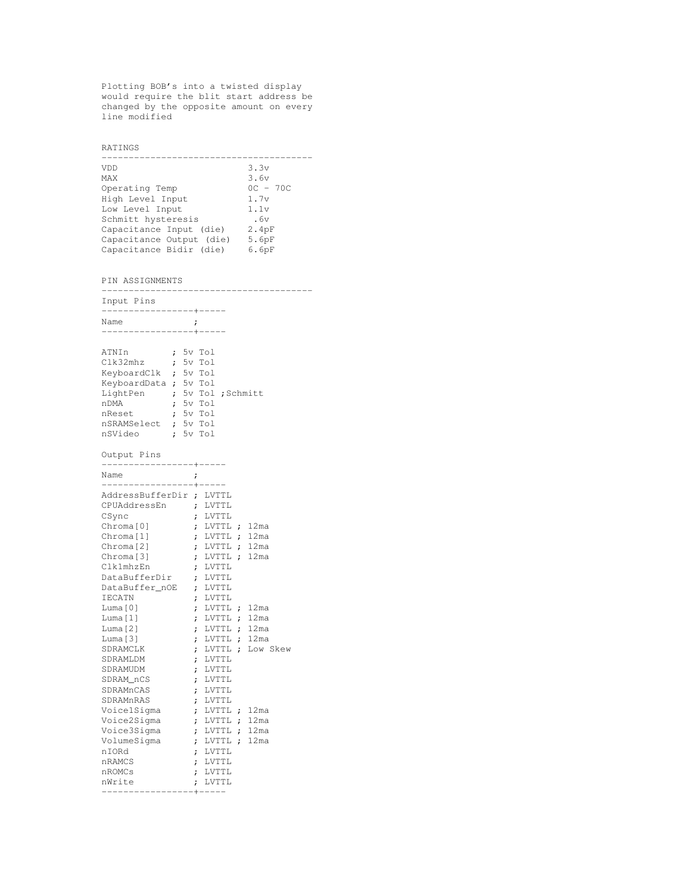Plotting BOB's into a twisted display would require the blit start address be changed by the opposite amount on every line modified

## RATINGS

| Parameter | Value |
|---|---|
| VDD | 3.3v |
| MAX | 3.6v |
| Operating Temp | 0C - 70C |
| High Level Input | 1.7v |
| Low Level Input | 1.1v |
| Schmitt hysteresis | .6v |
| Capacitance Input (die) | 2.4pF |
| Capacitance Output (die) | 5.6pF |
| Capacitance Bidir (die) | 6.6pF |

## PIN ASSIGNMENTS

### Input Pins

| Name | | |
|---|---|---|
| ATNIn | 5v Tol | |
| Clk32mhz | 5v Tol | |
| KeyboardClk | 5v Tol | |
| KeyboardData | 5v Tol | |
| LightPen | 5v Tol | Schmitt |
| nDMA | 5v Tol | |
| nReset | 5v Tol | |
| nSRAMSelect | 5v Tol | |
| nSVideo | 5v Tol | |

### Output Pins

| Name | | |
|---|---|---|
| AddressBufferDir | LVTTL | |
| CPUAddressEn | LVTTL | |
| CSync | LVTTL | |
| Chroma[0] | LVTTL | 12ma |
| Chroma[1] | LVTTL | 12ma |
| Chroma[2] | LVTTL | 12ma |
| Chroma[3] | LVTTL | 12ma |
| Clk1mhzEn | LVTTL | |
| DataBufferDir | LVTTL | |
| DataBuffer_nOE | LVTTL | |
| IECATN | LVTTL | |
| Luma[0] | LVTTL | 12ma |
| Luma[1] | LVTTL | 12ma |
| Luma[2] | LVTTL | 12ma |
| Luma[3] | LVTTL | 12ma |
| SDRAMCLK | LVTTL | Low Skew |
| SDRAMLDM | LVTTL | |
| SDRAMUDM | LVTTL | |
| SDRAM_nCS | LVTTL | |
| SDRAMnCAS | LVTTL | |
| SDRAMnRAS | LVTTL | |
| Voice1Sigma | LVTTL | 12ma |
| Voice2Sigma | LVTTL | 12ma |
| Voice3Sigma | LVTTL | 12ma |
| VolumeSigma | LVTTL | 12ma |
| nIORd | LVTTL | |
| nRAMCS | LVTTL | |
| nROMCs | LVTTL | |
| nWrite | LVTTL | |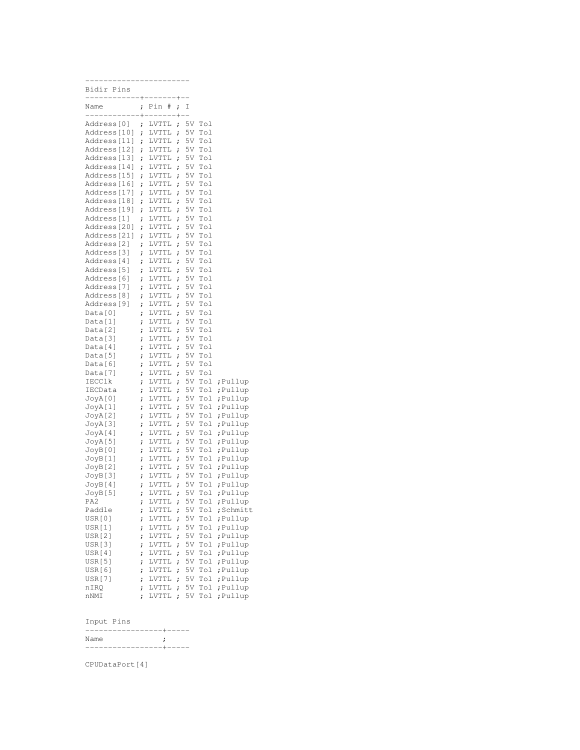```
-----------------------
Bidir Pins
------------+-------+--
Name        ; Pin # ; I
------------+-------+--
Address[0]  ; LVTTL ; 5V Tol
Address[10] ; LVTTL ; 5V Tol
Address[11] ; LVTTL ; 5V Tol
Address[12] ; LVTTL ; 5V Tol
Address[13] ; LVTTL ; 5V Tol
Address[14] ; LVTTL ; 5V Tol
Address[15] ; LVTTL ; 5V Tol
Address[16] ; LVTTL ; 5V Tol
Address[17] ; LVTTL ; 5V Tol
Address[18] ; LVTTL ; 5V Tol
Address[19] ; LVTTL ; 5V Tol
Address[1]  ; LVTTL ; 5V Tol
Address[20] ; LVTTL ; 5V Tol
Address[21] ; LVTTL ; 5V Tol
Address[2]  ; LVTTL ; 5V Tol
Address[3]  ; LVTTL ; 5V Tol
Address[4]  ; LVTTL ; 5V Tol
Address[5]  ; LVTTL ; 5V Tol
Address[6]  ; LVTTL ; 5V Tol
Address[7]  ; LVTTL ; 5V Tol
Address[8]  ; LVTTL ; 5V Tol
Address[9]  ; LVTTL ; 5V Tol
Data[0]     ; LVTTL ; 5V Tol
Data[1]     ; LVTTL ; 5V Tol
Data[2]     ; LVTTL ; 5V Tol
Data[3]     ; LVTTL ; 5V Tol
Data[4]     ; LVTTL ; 5V Tol
Data[5]     ; LVTTL ; 5V Tol
Data[6]     ; LVTTL ; 5V Tol
Data[7]     ; LVTTL ; 5V Tol
IECClk      ; LVTTL ; 5V Tol ;Pullup
IECData     ; LVTTL ; 5V Tol ;Pullup
JoyA[0]     ; LVTTL ; 5V Tol ;Pullup
JoyA[1]     ; LVTTL ; 5V Tol ;Pullup
JoyA[2]     ; LVTTL ; 5V Tol ;Pullup
JoyA[3]     ; LVTTL ; 5V Tol ;Pullup
JoyA[4]     ; LVTTL ; 5V Tol ;Pullup
JoyA[5]     ; LVTTL ; 5V Tol ;Pullup
JoyB[0]     ; LVTTL ; 5V Tol ;Pullup
JoyB[1]     ; LVTTL ; 5V Tol ;Pullup
JoyB[2]     ; LVTTL ; 5V Tol ;Pullup
JoyB[3]     ; LVTTL ; 5V Tol ;Pullup
JoyB[4]     ; LVTTL ; 5V Tol ;Pullup
JoyB[5]     ; LVTTL ; 5V Tol ;Pullup
PA2         ; LVTTL ; 5V Tol ;Pullup
Paddle      ; LVTTL ; 5V Tol ;Schmitt
USR[0]      ; LVTTL ; 5V Tol ;Pullup
USR[1]      ; LVTTL ; 5V Tol ;Pullup
USR[2]      ; LVTTL ; 5V Tol ;Pullup
USR[3]      ; LVTTL ; 5V Tol ;Pullup
USR[4]      ; LVTTL ; 5V Tol ;Pullup
USR[5]      ; LVTTL ; 5V Tol ;Pullup
USR[6]      ; LVTTL ; 5V Tol ;Pullup
USR[7]      ; LVTTL ; 5V Tol ;Pullup
nIRQ        ; LVTTL ; 5V Tol ;Pullup
nNMI        ; LVTTL ; 5V Tol ;Pullup


Input Pins
-----------------+-----
Name             ;
-----------------+-----

CPUDataPort[4]
```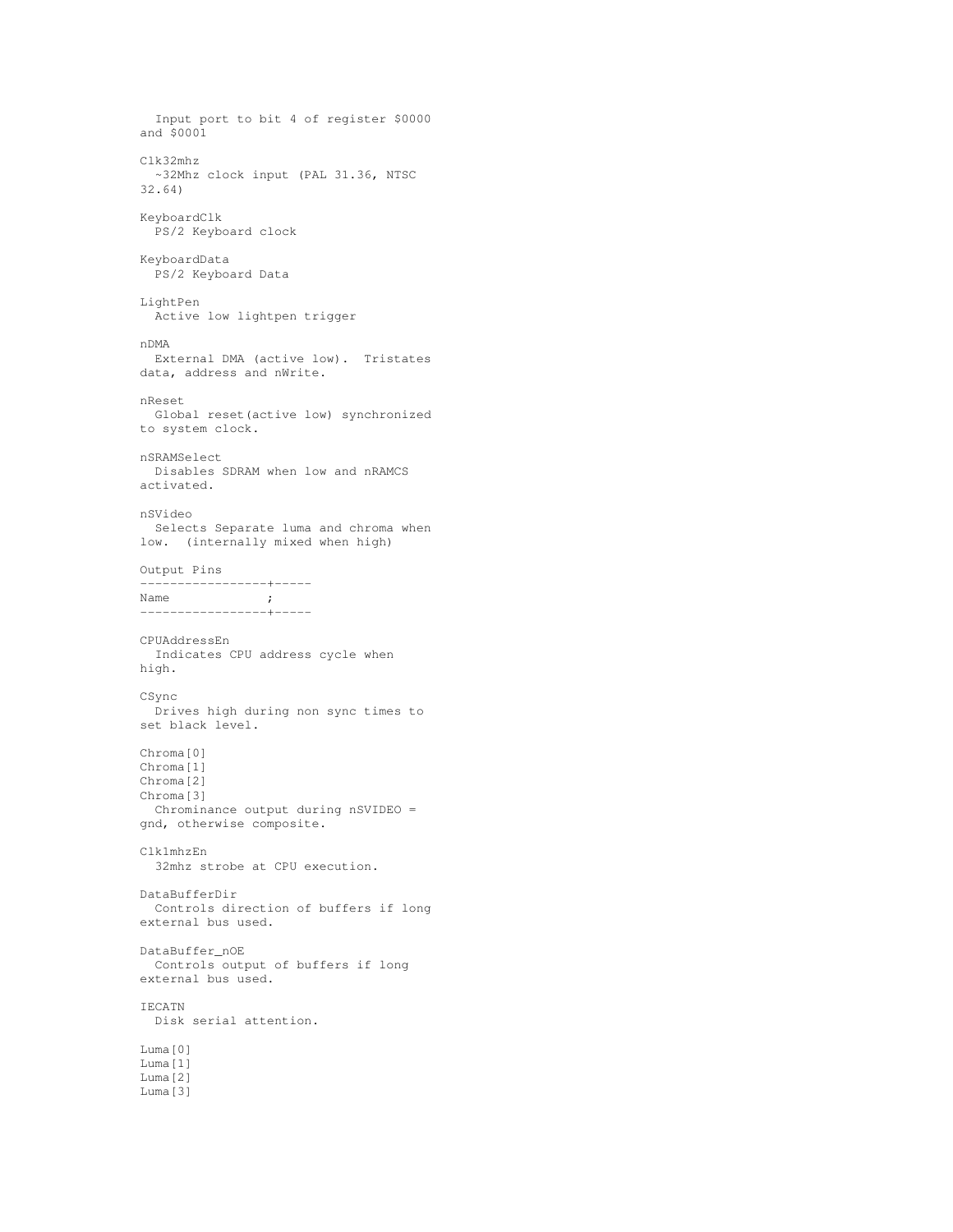Input port to bit 4 of register $0000 and $0001

Clk32mhz
  ~32Mhz clock input (PAL 31.36, NTSC 32.64)

KeyboardClk
  PS/2 Keyboard clock

KeyboardData
  PS/2 Keyboard Data

LightPen
  Active low lightpen trigger

nDMA
  External DMA (active low).  Tristates data, address and nWrite.

nReset
  Global reset(active low) synchronized to system clock.

nSRAMSelect
  Disables SDRAM when low and nRAMCS activated.

nSVideo
  Selects Separate luma and chroma when low.  (internally mixed when high)

Output Pins

```
-----------------+-----
Name             ;
-----------------+-----
```

CPUAddressEn
  Indicates CPU address cycle when high.

CSync
  Drives high during non sync times to set black level.

Chroma[0]
Chroma[1]
Chroma[2]
Chroma[3]
  Chrominance output during nSVIDEO = gnd, otherwise composite.

Clk1mhzEn
  32mhz strobe at CPU execution.

DataBufferDir
  Controls direction of buffers if long external bus used.

DataBuffer_nOE
  Controls output of buffers if long external bus used.

IECATN
  Disk serial attention.

Luma[0]
Luma[1]
Luma[2]
Luma[3]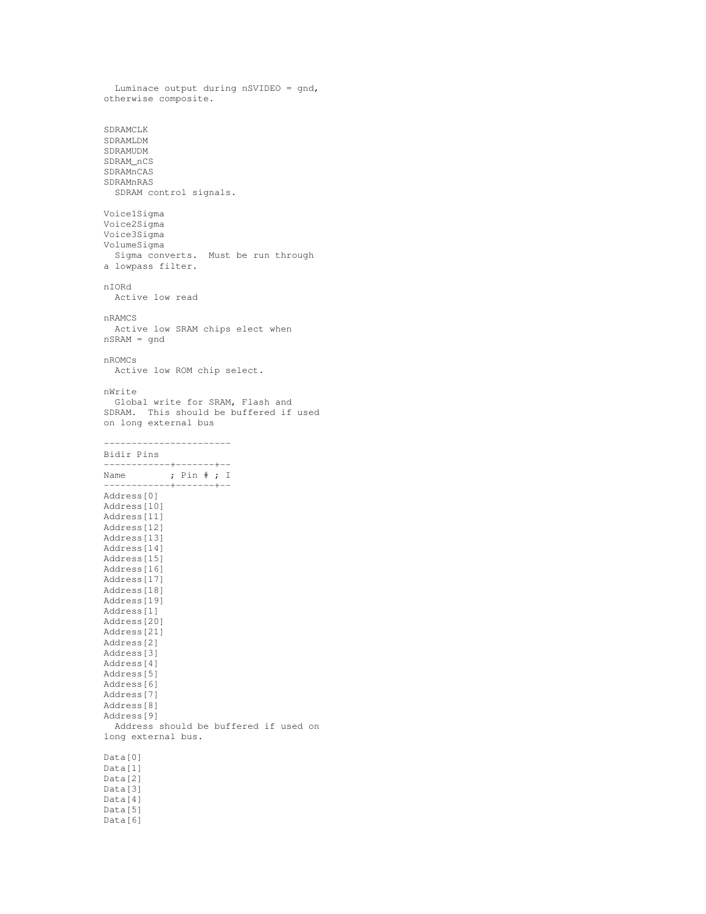Luminace output during nSVIDEO = gnd,
otherwise composite.

SDRAMCLK
SDRAMLDM
SDRAMUDM
SDRAM_nCS
SDRAMnCAS
SDRAMnRAS
  SDRAM control signals.

Voice1Sigma
Voice2Sigma
Voice3Sigma
VolumeSigma
  Sigma converts.  Must be run through
a lowpass filter.

nIORd
  Active low read

nRAMCS
  Active low SRAM chips elect when
nSRAM = gnd

nROMCs
  Active low ROM chip select.

nWrite
  Global write for SRAM, Flash and
SDRAM.  This should be buffered if used
on long external bus

```
-----------------------
Bidir Pins
------------+-------+--
Name        ; Pin # ; I
------------+-------+--
```

Address[0]
Address[10]
Address[11]
Address[12]
Address[13]
Address[14]
Address[15]
Address[16]
Address[17]
Address[18]
Address[19]
Address[1]
Address[20]
Address[21]
Address[2]
Address[3]
Address[4]
Address[5]
Address[6]
Address[7]
Address[8]
Address[9]
  Address should be buffered if used on
long external bus.

Data[0]
Data[1]
Data[2]
Data[3]
Data[4]
Data[5]
Data[6]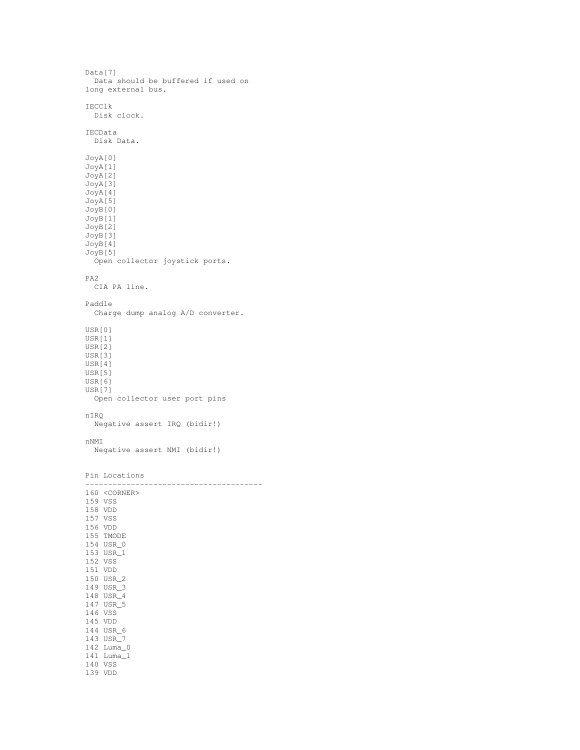Data[7]
  Data should be buffered if used on long external bus.

IECClk
  Disk clock.

IECData
  Disk Data.

JoyA[0]
JoyA[1]
JoyA[2]
JoyA[3]
JoyA[4]
JoyA[5]
JoyB[0]
JoyB[1]
JoyB[2]
JoyB[3]
JoyB[4]
JoyB[5]
  Open collector joystick ports.

PA2
  CIA PA line.

Paddle
  Charge dump analog A/D converter.

USR[0]
USR[1]
USR[2]
USR[3]
USR[4]
USR[5]
USR[6]
USR[7]
  Open collector user port pins

nIRQ
  Negative assert IRQ (bidir!)

nNMI
  Negative assert NMI (bidir!)

## Pin Locations

```
---------------------------------------
160 <CORNER>
159 VSS
158 VDD
157 VSS
156 VDD
155 TMODE
154 USR_0
153 USR_1
152 VSS
151 VDD
150 USR_2
149 USR_3
148 USR_4
147 USR_5
146 VSS
145 VDD
144 USR_6
143 USR_7
142 Luma_0
141 Luma_1
140 VSS
139 VDD
```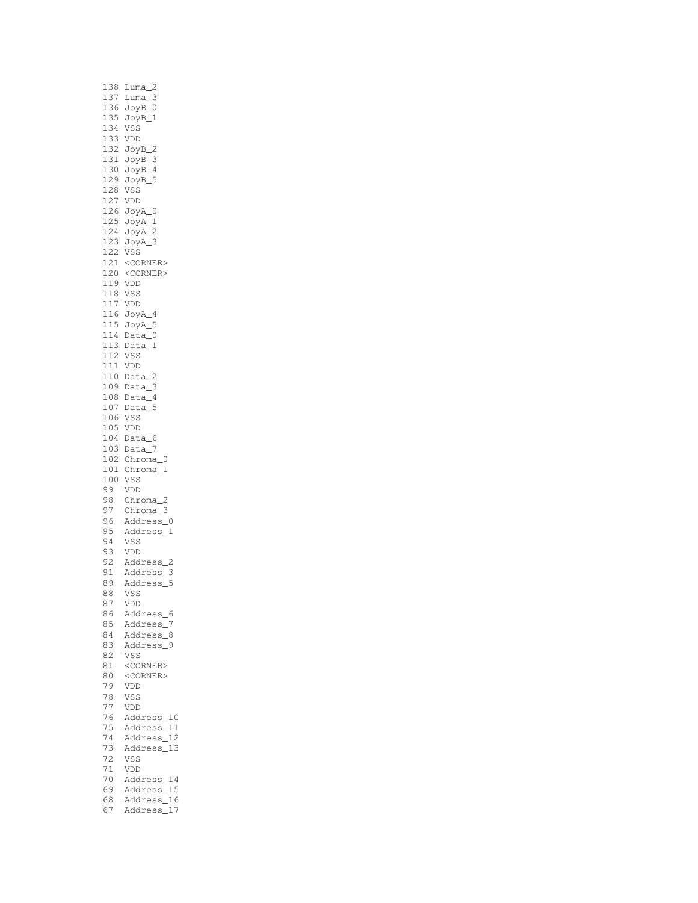```
138 Luma_2
137 Luma_3
136 JoyB_0
135 JoyB_1
134 VSS
133 VDD
132 JoyB_2
131 JoyB_3
130 JoyB_4
129 JoyB_5
128 VSS
127 VDD
126 JoyA_0
125 JoyA_1
124 JoyA_2
123 JoyA_3
122 VSS
121 <CORNER>
120 <CORNER>
119 VDD
118 VSS
117 VDD
116 JoyA_4
115 JoyA_5
114 Data_0
113 Data_1
112 VSS
111 VDD
110 Data_2
109 Data_3
108 Data_4
107 Data_5
106 VSS
105 VDD
104 Data_6
103 Data_7
102 Chroma_0
101 Chroma_1
100 VSS
99  VDD
98  Chroma_2
97  Chroma_3
96  Address_0
95  Address_1
94  VSS
93  VDD
92  Address_2
91  Address_3
89  Address_5
88  VSS
87  VDD
86  Address_6
85  Address_7
84  Address_8
83  Address_9
82  VSS
81  <CORNER>
80  <CORNER>
79  VDD
78  VSS
77  VDD
76  Address_10
75  Address_11
74  Address_12
73  Address_13
72  VSS
71  VDD
70  Address_14
69  Address_15
68  Address_16
67  Address_17
```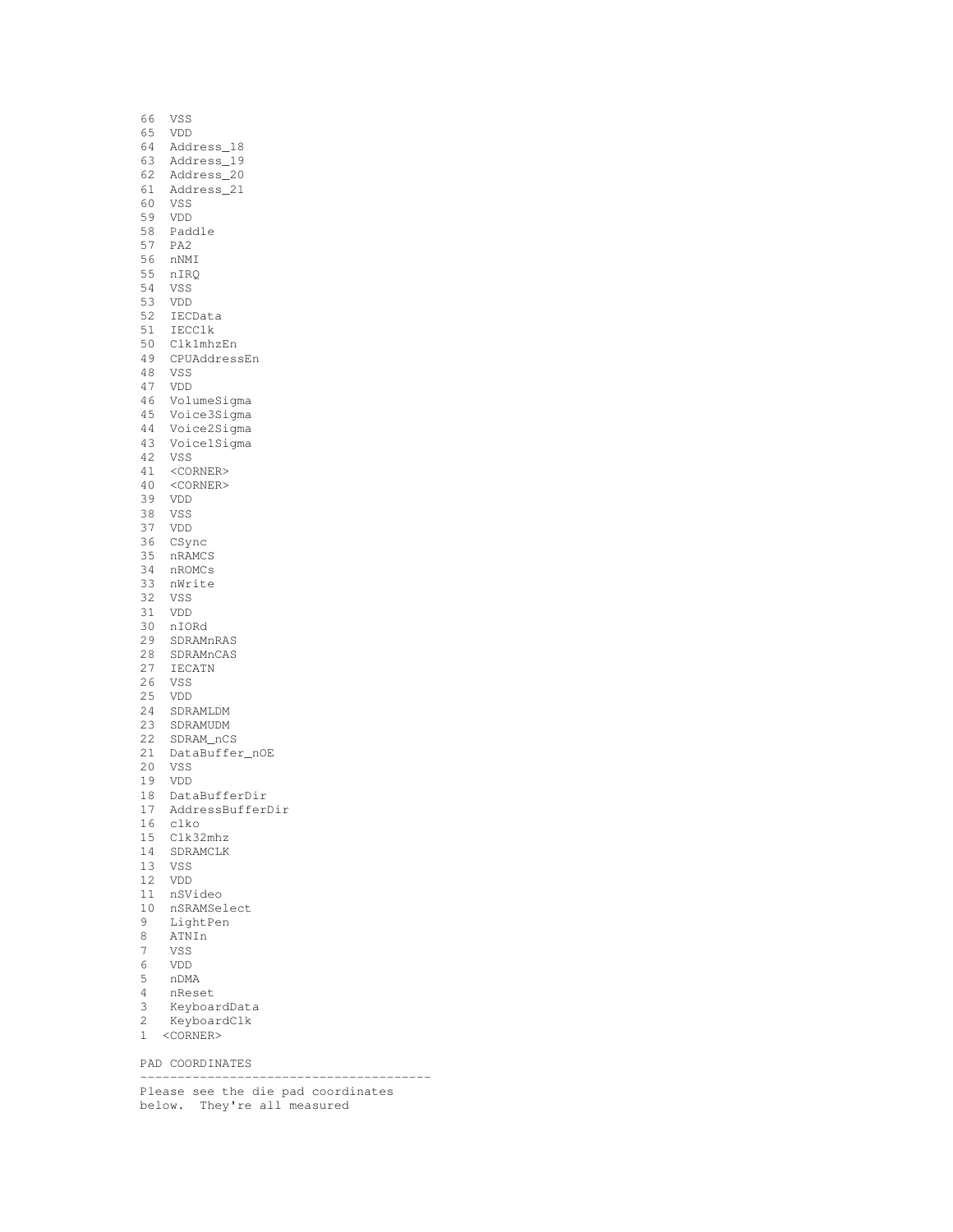```
66  VSS
65  VDD
64  Address_18
63  Address_19
62  Address_20
61  Address_21
60  VSS
59  VDD
58  Paddle
57  PA2
56  nNMI
55  nIRQ
54  VSS
53  VDD
52  IECData
51  IECClk
50  Clk1mhzEn
49  CPUAddressEn
48  VSS
47  VDD
46  VolumeSigma
45  Voice3Sigma
44  Voice2Sigma
43  Voice1Sigma
42  VSS
41  <CORNER>
40  <CORNER>
39  VDD
38  VSS
37  VDD
36  CSync
35  nRAMCS
34  nROMCs
33  nWrite
32  VSS
31  VDD
30  nIORd
29  SDRAMnRAS
28  SDRAMnCAS
27  IECATN
26  VSS
25  VDD
24  SDRAMLDM
23  SDRAMUDM
22  SDRAM_nCS
21  DataBuffer_nOE
20  VSS
19  VDD
18  DataBufferDir
17  AddressBufferDir
16  clko
15  Clk32mhz
14  SDRAMCLK
13  VSS
12  VDD
11  nSVideo
10  nSRAMSelect
9   LightPen
8   ATNIn
7   VSS
6   VDD
5   nDMA
4   nReset
3   KeyboardData
2   KeyboardClk
1  <CORNER>
```

PAD COORDINATES
---------------------------------------
Please see the die pad coordinates
below. They're all measured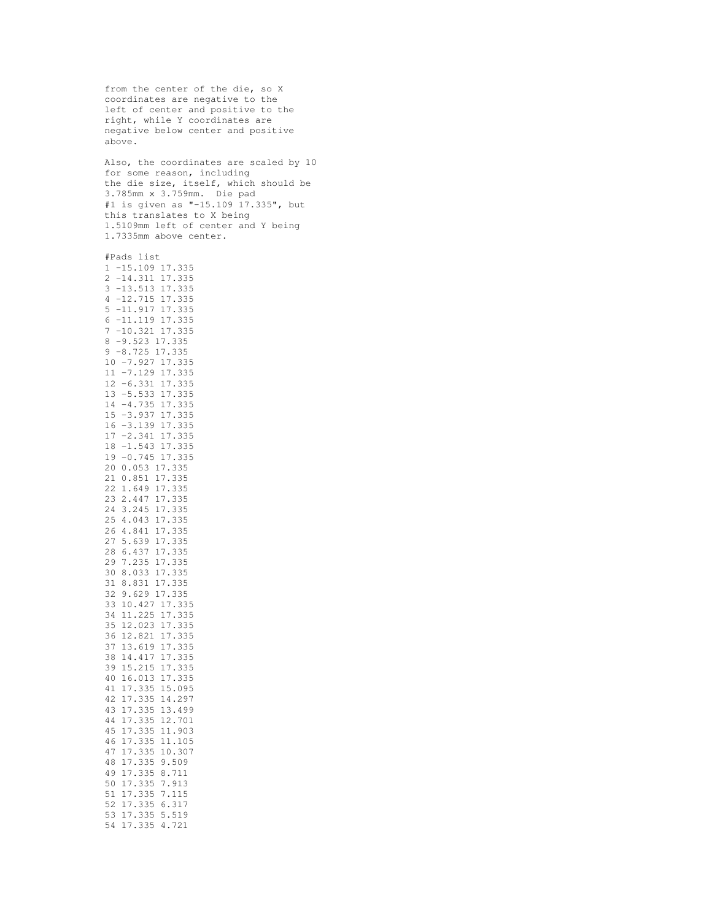from the center of the die, so X coordinates are negative to the left of center and positive to the right, while Y coordinates are negative below center and positive above.

Also, the coordinates are scaled by 10 for some reason, including the die size, itself, which should be 3.785mm x 3.759mm. Die pad #1 is given as "-15.109 17.335", but this translates to X being 1.5109mm left of center and Y being 1.7335mm above center.

```
#Pads list
1 -15.109 17.335
2 -14.311 17.335
3 -13.513 17.335
4 -12.715 17.335
5 -11.917 17.335
6 -11.119 17.335
7 -10.321 17.335
8 -9.523 17.335
9 -8.725 17.335
10 -7.927 17.335
11 -7.129 17.335
12 -6.331 17.335
13 -5.533 17.335
14 -4.735 17.335
15 -3.937 17.335
16 -3.139 17.335
17 -2.341 17.335
18 -1.543 17.335
19 -0.745 17.335
20 0.053 17.335
21 0.851 17.335
22 1.649 17.335
23 2.447 17.335
24 3.245 17.335
25 4.043 17.335
26 4.841 17.335
27 5.639 17.335
28 6.437 17.335
29 7.235 17.335
30 8.033 17.335
31 8.831 17.335
32 9.629 17.335
33 10.427 17.335
34 11.225 17.335
35 12.023 17.335
36 12.821 17.335
37 13.619 17.335
38 14.417 17.335
39 15.215 17.335
40 16.013 17.335
41 17.335 15.095
42 17.335 14.297
43 17.335 13.499
44 17.335 12.701
45 17.335 11.903
46 17.335 11.105
47 17.335 10.307
48 17.335 9.509
49 17.335 8.711
50 17.335 7.913
51 17.335 7.115
52 17.335 6.317
53 17.335 5.519
54 17.335 4.721
```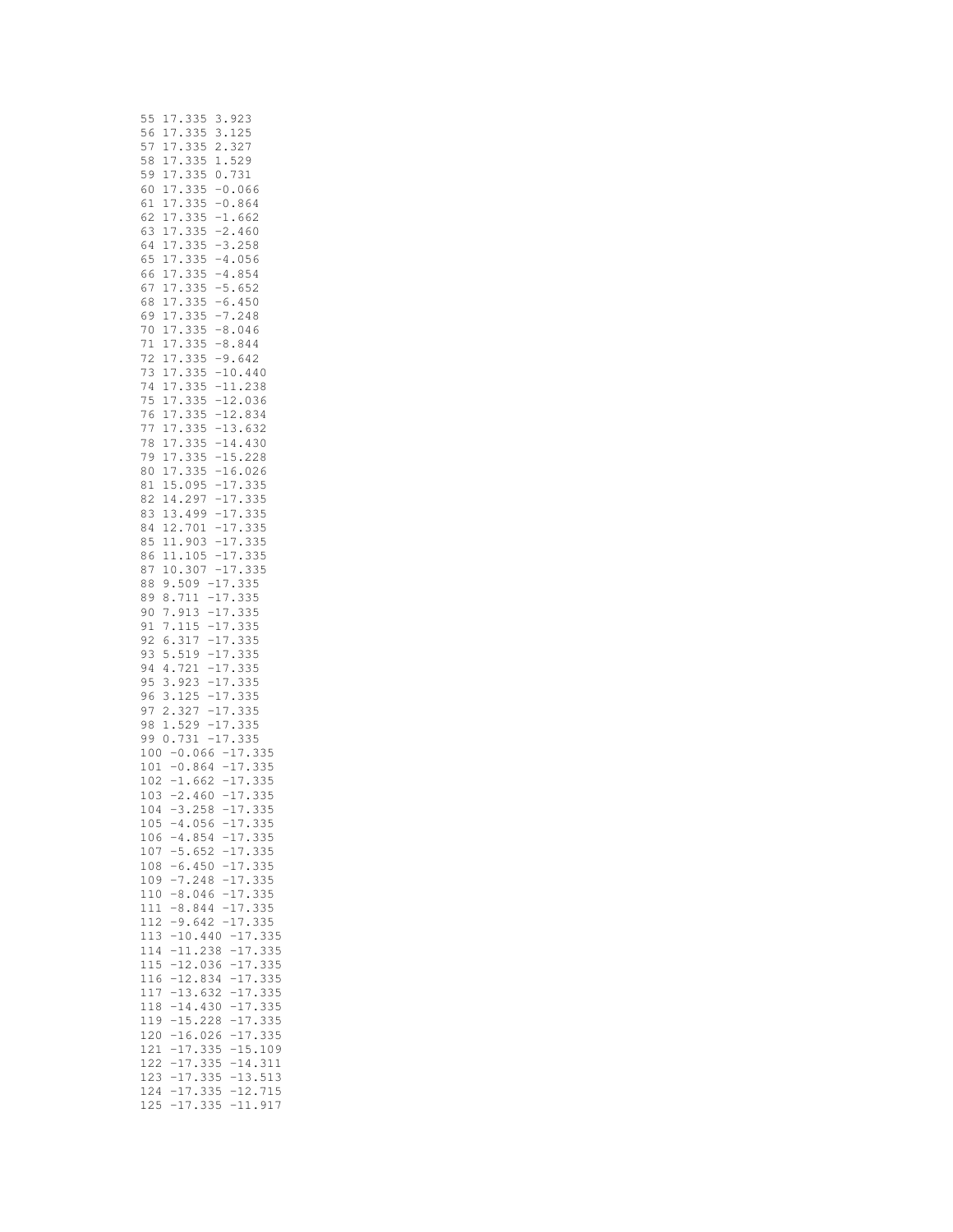```
55 17.335 3.923
56 17.335 3.125
57 17.335 2.327
58 17.335 1.529
59 17.335 0.731
60 17.335 -0.066
61 17.335 -0.864
62 17.335 -1.662
63 17.335 -2.460
64 17.335 -3.258
65 17.335 -4.056
66 17.335 -4.854
67 17.335 -5.652
68 17.335 -6.450
69 17.335 -7.248
70 17.335 -8.046
71 17.335 -8.844
72 17.335 -9.642
73 17.335 -10.440
74 17.335 -11.238
75 17.335 -12.036
76 17.335 -12.834
77 17.335 -13.632
78 17.335 -14.430
79 17.335 -15.228
80 17.335 -16.026
81 15.095 -17.335
82 14.297 -17.335
83 13.499 -17.335
84 12.701 -17.335
85 11.903 -17.335
86 11.105 -17.335
87 10.307 -17.335
88 9.509 -17.335
89 8.711 -17.335
90 7.913 -17.335
91 7.115 -17.335
92 6.317 -17.335
93 5.519 -17.335
94 4.721 -17.335
95 3.923 -17.335
96 3.125 -17.335
97 2.327 -17.335
98 1.529 -17.335
99 0.731 -17.335
100 -0.066 -17.335
101 -0.864 -17.335
102 -1.662 -17.335
103 -2.460 -17.335
104 -3.258 -17.335
105 -4.056 -17.335
106 -4.854 -17.335
107 -5.652 -17.335
108 -6.450 -17.335
109 -7.248 -17.335
110 -8.046 -17.335
111 -8.844 -17.335
112 -9.642 -17.335
113 -10.440 -17.335
114 -11.238 -17.335
115 -12.036 -17.335
116 -12.834 -17.335
117 -13.632 -17.335
118 -14.430 -17.335
119 -15.228 -17.335
120 -16.026 -17.335
121 -17.335 -15.109
122 -17.335 -14.311
123 -17.335 -13.513
124 -17.335 -12.715
125 -17.335 -11.917
```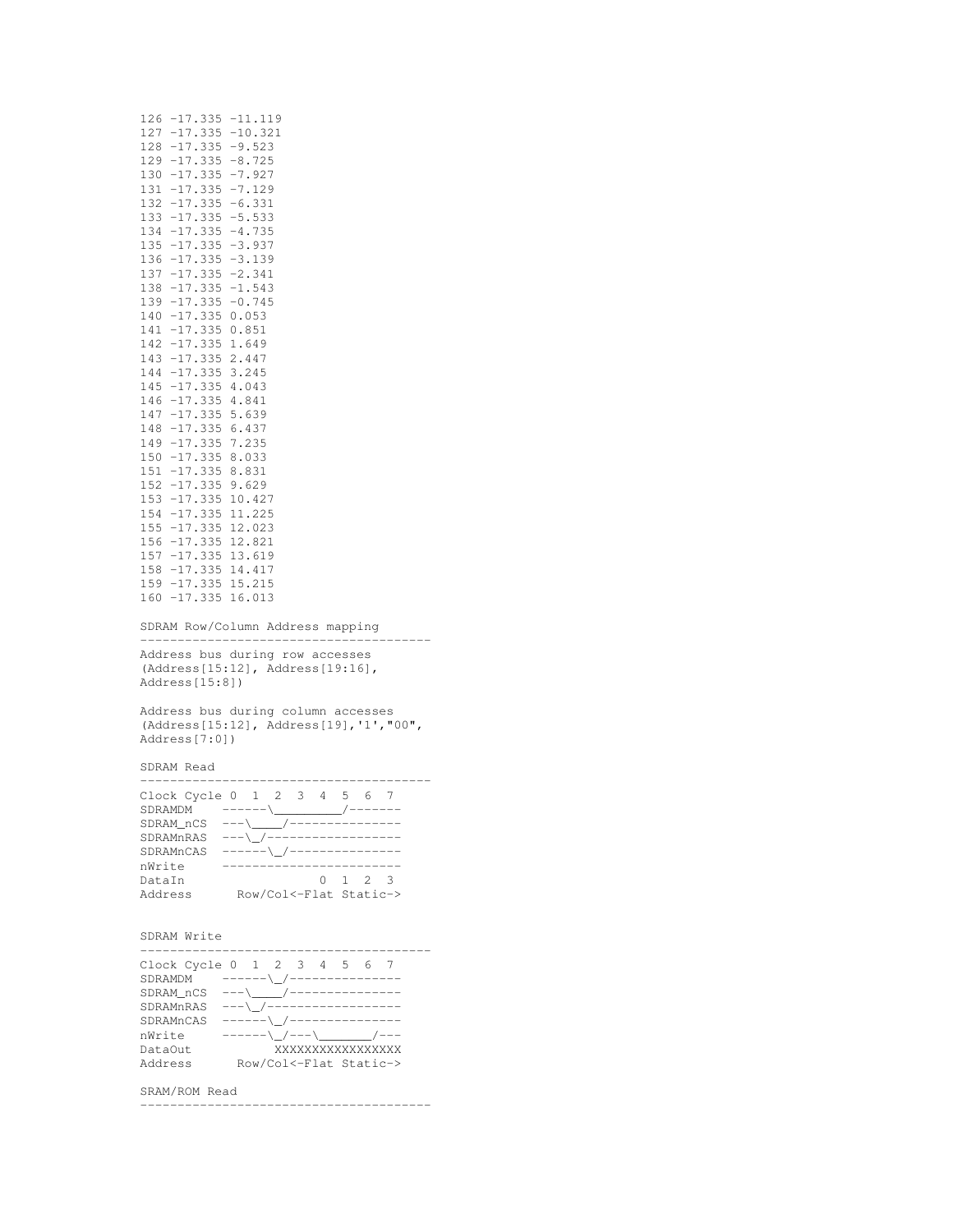```
126 -17.335 -11.119
127 -17.335 -10.321
128 -17.335 -9.523
129 -17.335 -8.725
130 -17.335 -7.927
131 -17.335 -7.129
132 -17.335 -6.331
133 -17.335 -5.533
134 -17.335 -4.735
135 -17.335 -3.937
136 -17.335 -3.139
137 -17.335 -2.341
138 -17.335 -1.543
139 -17.335 -0.745
140 -17.335 0.053
141 -17.335 0.851
142 -17.335 1.649
143 -17.335 2.447
144 -17.335 3.245
145 -17.335 4.043
146 -17.335 4.841
147 -17.335 5.639
148 -17.335 6.437
149 -17.335 7.235
150 -17.335 8.033
151 -17.335 8.831
152 -17.335 9.629
153 -17.335 10.427
154 -17.335 11.225
155 -17.335 12.023
156 -17.335 12.821
157 -17.335 13.619
158 -17.335 14.417
159 -17.335 15.215
160 -17.335 16.013
```

```
SDRAM Row/Column Address mapping
---------------------------------------
Address bus during row accesses
(Address[15:12], Address[19:16],
Address[15:8])

Address bus during column accesses
(Address[15:12], Address[19],'1',"00",
Address[7:0])
```

```
SDRAM Read
---------------------------------------
Clock Cycle 0  1  2  3  4  5  6  7
SDRAMDM    ------\_________/-------
SDRAM_nCS  ---\____/---------------
SDRAMnRAS  ---\_/------------------
SDRAMnCAS  ------\_/---------------
nWrite     ------------------------
DataIn                 0  1  2  3
Address      Row/Col<-Flat Static->
```

```
SDRAM Write
---------------------------------------
Clock Cycle 0  1  2  3  4  5  6  7
SDRAMDM    ------\_/---------------
SDRAM_nCS  ---\____/---------------
SDRAMnRAS  ---\_/------------------
SDRAMnCAS  ------\_/---------------
nWrite     ------\_/---\_______/---
DataOut          XXXXXXXXXXXXXXXXX
Address      Row/Col<-Flat Static->
```

```
SRAM/ROM Read
---------------------------------------
```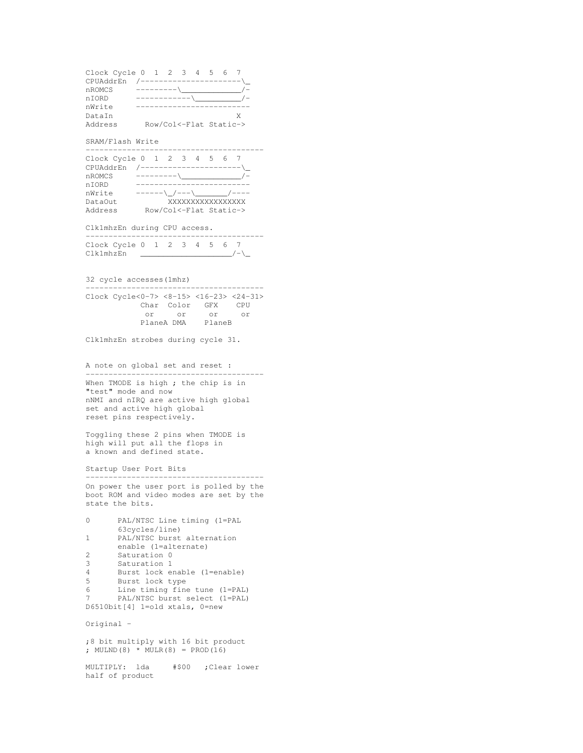```
Clock Cycle 0  1  2  3  4  5  6  7
CPUAddrEn  /----------------------\_
nROMCS     ---------\_____________/-
nIORD      ------------\__________/-
nWrite     -------------------------
DataIn                           X
Address      Row/Col<-Flat Static->
```

SRAM/Flash Write

```
---------------------------------------
Clock Cycle 0  1  2  3  4  5  6  7
CPUAddrEn  /----------------------\_
nROMCS     ---------\_____________/-
nIORD      -------------------------
nWrite     ------\_/---\_______/----
DataOut           XXXXXXXXXXXXXXXX
Address      Row/Col<-Flat Static->
```

Clk1mhzEn during CPU access.

```
---------------------------------------
Clock Cycle 0  1  2  3  4  5  6  7
Clk1mhzEn   ____________________/-\_
```

32 cycle accesses(1mhz)

```
---------------------------------------
Clock Cycle<0-7> <8-15> <16-23> <24-31>
           Char  Color   GFX    CPU
            or     or     or     or
           PlaneA DMA    PlaneB
```

Clk1mhzEn strobes during cycle 31.

A note on global set and reset :

---------------------------------------

When TMODE is high ; the chip is in "test" mode and now nNMI and nIRQ are active high global set and active high global reset pins respectively.

Toggling these 2 pins when TMODE is high will put all the flops in a known and defined state.

Startup User Port Bits

---------------------------------------

On power the user port is polled by the boot ROM and video modes are set by the state the bits.

```
0      PAL/NTSC Line timing (1=PAL
       63cycles/line)
1      PAL/NTSC burst alternation
       enable (1=alternate)
2      Saturation 0
3      Saturation 1
4      Burst lock enable (1=enable)
5      Burst lock type
6      Line timing fine tune (1=PAL)
7      PAL/NTSC burst select (1=PAL)
D6510bit[4] 1=old xtals, 0=new
```

Original -

```
;8 bit multiply with 16 bit product
; MULND(8) * MULR(8) = PROD(16)

MULTIPLY:  lda     #$00   ;Clear lower
half of product
```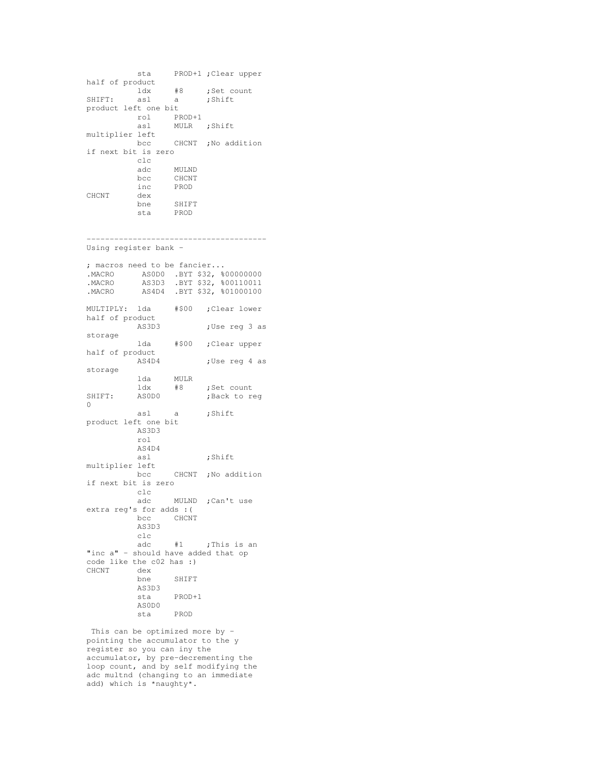```
          sta     PROD+1 ;Clear upper half of product
          ldx     #8     ;Set count
SHIFT:    asl     a      ;Shift product left one bit
          rol     PROD+1
          asl     MULR   ;Shift multiplier left
          bcc     CHCNT  ;No addition if next bit is zero
          clc
          adc     MULND
          bcc     CHCNT
          inc     PROD
CHCNT     dex
          bne     SHIFT
          sta     PROD
```

--------------------------------------

Using register bank -

```
; macros need to be fancier...
.MACRO      AS0D0  .BYT $32, %00000000
.MACRO      AS3D3  .BYT $32, %00110011
.MACRO      AS4D4  .BYT $32, %01000100

MULTIPLY: lda     #$00   ;Clear lower half of product
          AS3D3          ;Use reg 3 as storage
          lda     #$00   ;Clear upper half of product
          AS4D4          ;Use reg 4 as storage
          lda     MULR
          ldx     #8     ;Set count
SHIFT:    AS0D0          ;Back to reg 0
          asl     a      ;Shift product left one bit
          AS3D3
          rol
          AS4D4
          asl            ;Shift multiplier left
          bcc     CHCNT  ;No addition if next bit is zero
          clc
          adc     MULND  ;Can't use extra reg's for adds :(
          bcc     CHCNT
          AS3D3
          clc
          adc     #1     ;This is an "inc a" - should have added that op code like the c02 has :)
CHCNT     dex
          bne     SHIFT
          AS3D3
          sta     PROD+1
          AS0D0
          sta     PROD
```

This can be optimized more by - pointing the accumulator to the y register so you can iny the accumulator, by pre-decrementing the loop count, and by self modifying the adc multnd (changing to an immediate add) which is *naughty*.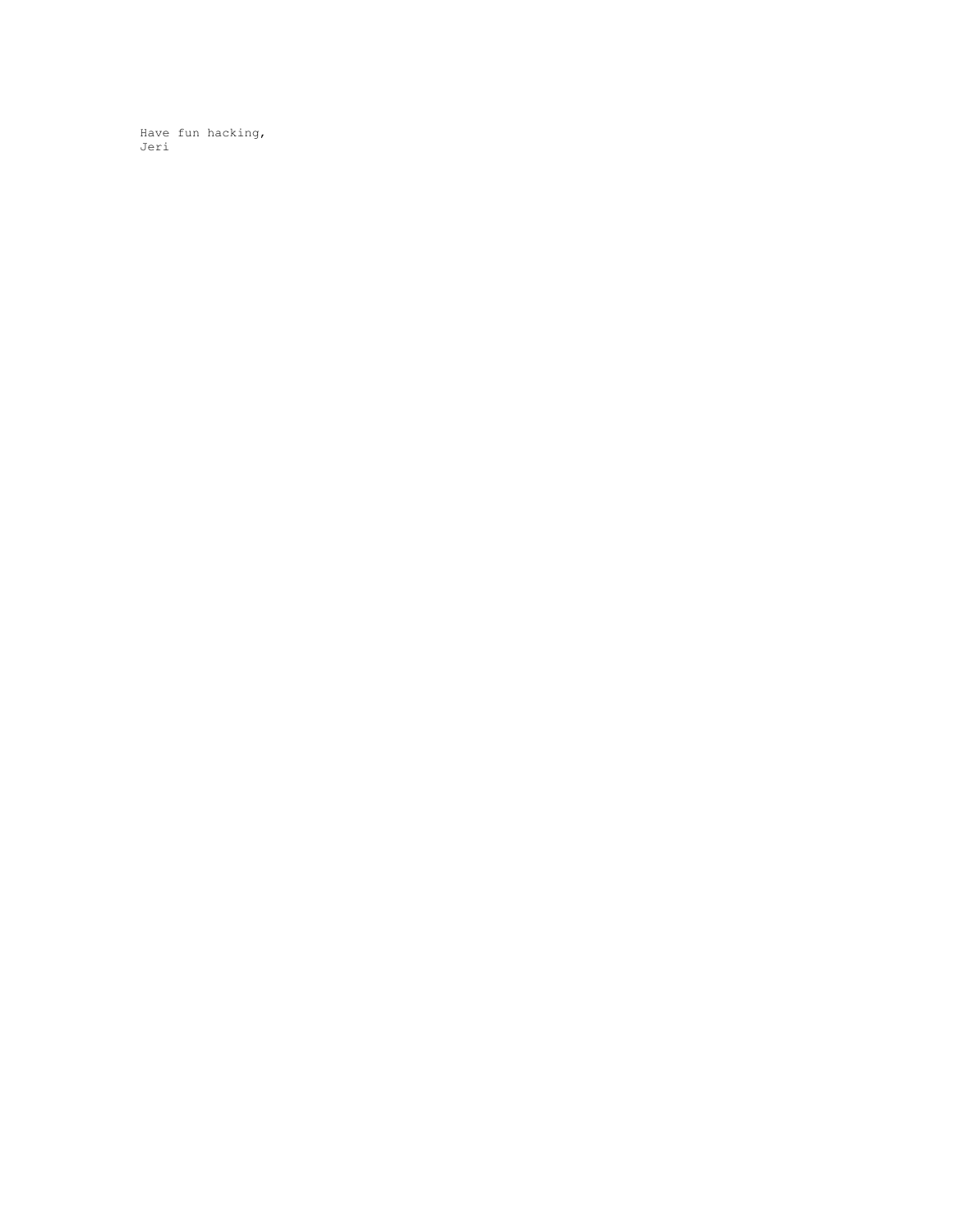Have fun hacking,
Jeri